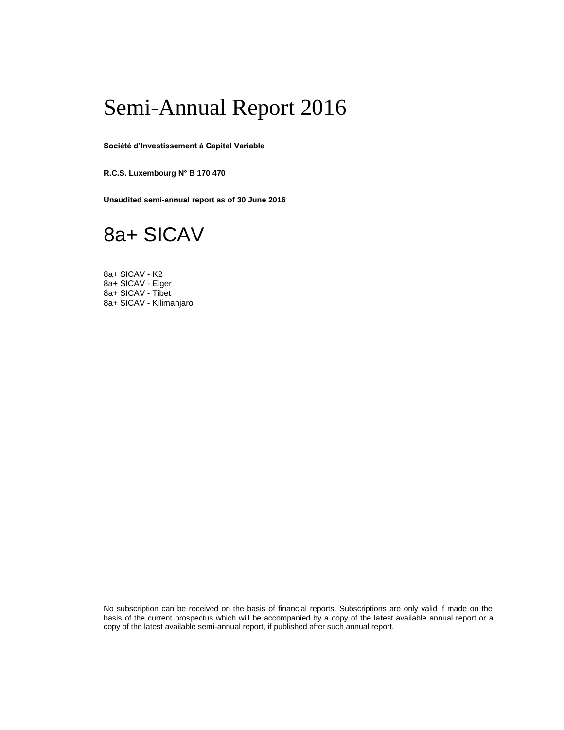# Semi-Annual Report 2016

**Société d'Investissement à Capital Variable**

**R.C.S. Luxembourg N° B 170 470**

**Unaudited semi-annual report as of 30 June 2016**

# 8a+ SICAV

8a+ SICAV - K2
8a+ SICAV - Eiger
8a+ SICAV - Tibet
8a+ SICAV - Kilimanjaro

No subscription can be received on the basis of financial reports. Subscriptions are only valid if made on the basis of the current prospectus which will be accompanied by a copy of the latest available annual report or a copy of the latest available semi-annual report, if published after such annual report.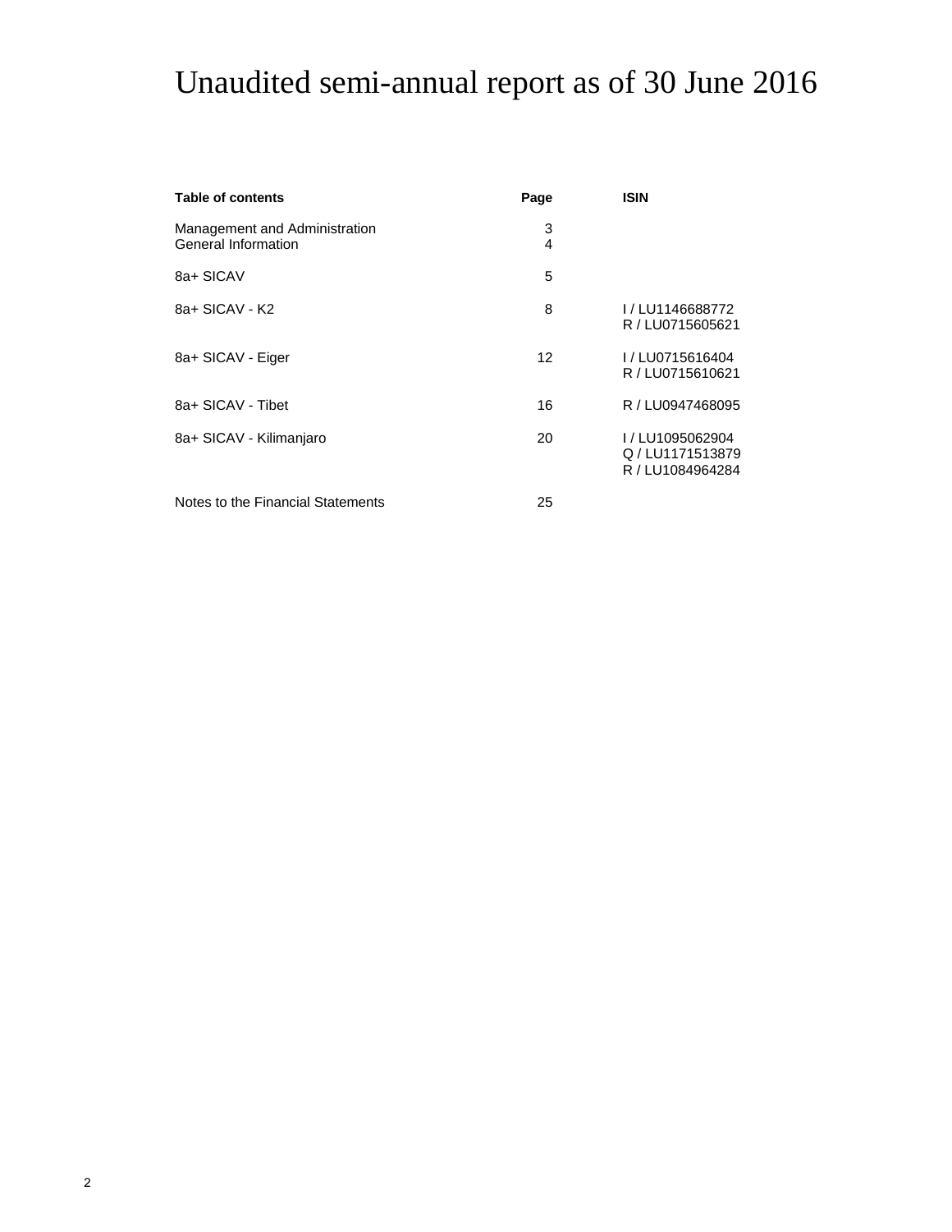# Unaudited semi-annual report as of 30 June 2016

| Table of contents | Page | ISIN |
|---|---|---|
| Management and Administration | 3 | |
| General Information | 4 | |
| 8a+ SICAV | 5 | |
| 8a+ SICAV - K2 | 8 | I / LU1146688772<br>R / LU0715605621 |
| 8a+ SICAV - Eiger | 12 | I / LU0715616404<br>R / LU0715610621 |
| 8a+ SICAV - Tibet | 16 | R / LU0947468095 |
| 8a+ SICAV - Kilimanjaro | 20 | I / LU1095062904<br>Q / LU1171513879<br>R / LU1084964284 |
| Notes to the Financial Statements | 25 | |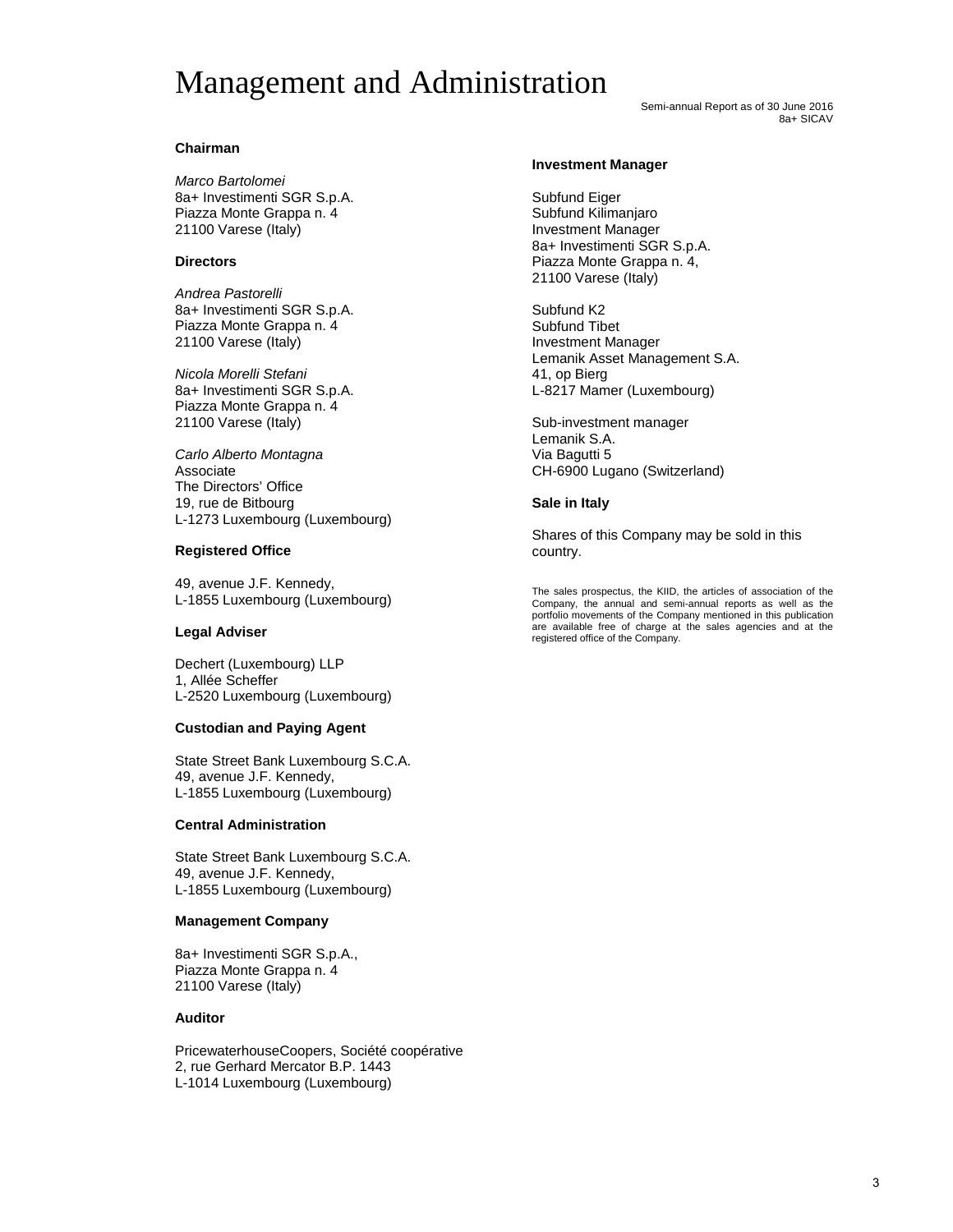# Management and Administration

Semi-annual Report as of 30 June 2016
8a+ SICAV

**Chairman**

*Marco Bartolomei*
8a+ Investimenti SGR S.p.A.
Piazza Monte Grappa n. 4
21100 Varese (Italy)

**Directors**

*Andrea Pastorelli*
8a+ Investimenti SGR S.p.A.
Piazza Monte Grappa n. 4
21100 Varese (Italy)

*Nicola Morelli Stefani*
8a+ Investimenti SGR S.p.A.
Piazza Monte Grappa n. 4
21100 Varese (Italy)

*Carlo Alberto Montagna*
Associate
The Directors' Office
19, rue de Bitbourg
L-1273 Luxembourg (Luxembourg)

**Registered Office**

49, avenue J.F. Kennedy,
L-1855 Luxembourg (Luxembourg)

**Legal Adviser**

Dechert (Luxembourg) LLP
1, Allée Scheffer
L-2520 Luxembourg (Luxembourg)

**Custodian and Paying Agent**

State Street Bank Luxembourg S.C.A.
49, avenue J.F. Kennedy,
L-1855 Luxembourg (Luxembourg)

**Central Administration**

State Street Bank Luxembourg S.C.A.
49, avenue J.F. Kennedy,
L-1855 Luxembourg (Luxembourg)

**Management Company**

8a+ Investimenti SGR S.p.A.,
Piazza Monte Grappa n. 4
21100 Varese (Italy)

**Auditor**

PricewaterhouseCoopers, Société coopérative
2, rue Gerhard Mercator B.P. 1443
L-1014 Luxembourg (Luxembourg)

**Investment Manager**

Subfund Eiger
Subfund Kilimanjaro
Investment Manager
8a+ Investimenti SGR S.p.A.
Piazza Monte Grappa n. 4,
21100 Varese (Italy)

Subfund K2
Subfund Tibet
Investment Manager
Lemanik Asset Management S.A.
41, op Bierg
L-8217 Mamer (Luxembourg)

Sub-investment manager
Lemanik S.A.
Via Bagutti 5
CH-6900 Lugano (Switzerland)

**Sale in Italy**

Shares of this Company may be sold in this country.

The sales prospectus, the KIID, the articles of association of the Company, the annual and semi-annual reports as well as the portfolio movements of the Company mentioned in this publication are available free of charge at the sales agencies and at the registered office of the Company.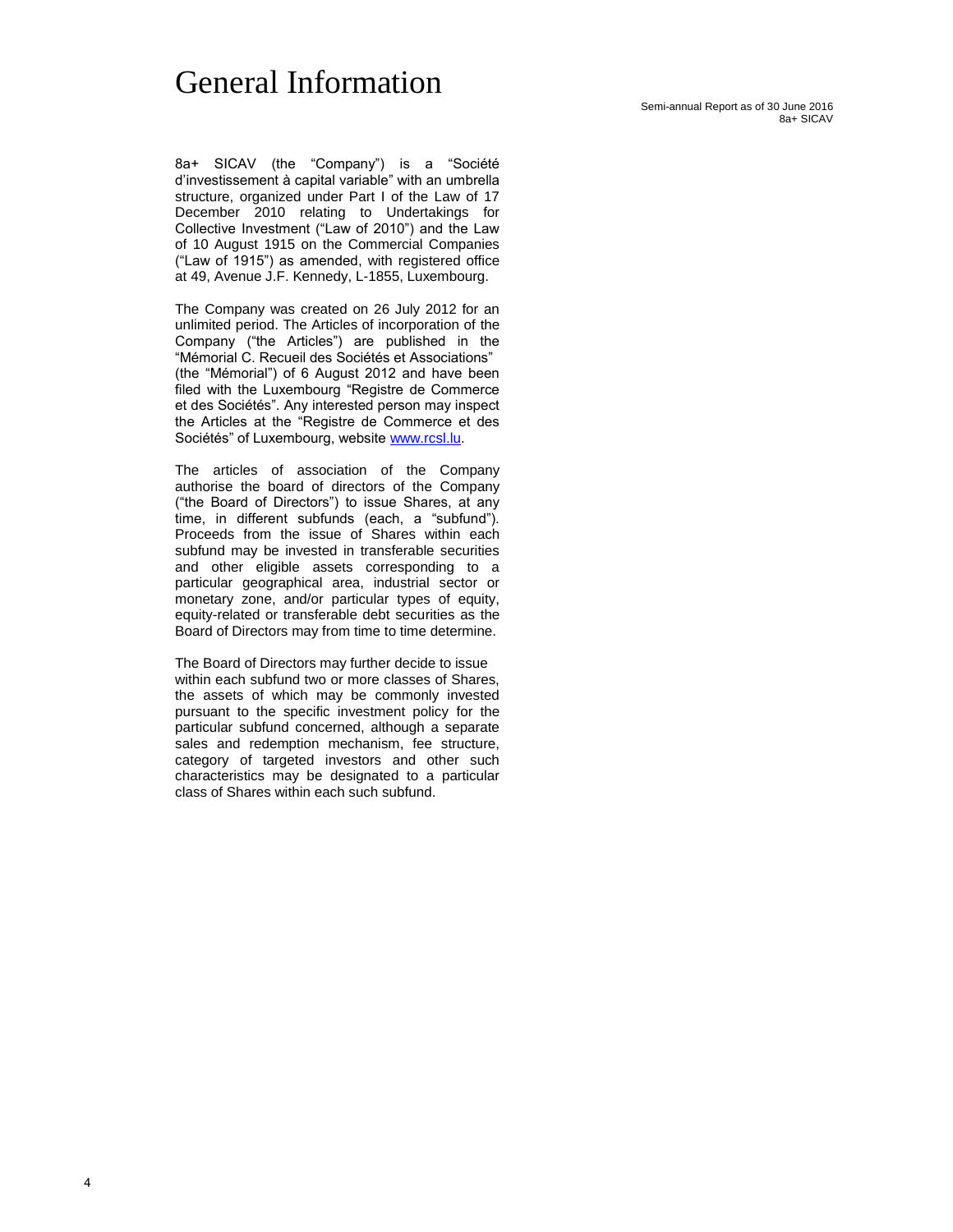# General Information

8a+ SICAV (the "Company") is a "Société d'investissement à capital variable" with an umbrella structure, organized under Part I of the Law of 17 December 2010 relating to Undertakings for Collective Investment ("Law of 2010") and the Law of 10 August 1915 on the Commercial Companies ("Law of 1915") as amended, with registered office at 49, Avenue J.F. Kennedy, L-1855, Luxembourg.

The Company was created on 26 July 2012 for an unlimited period. The Articles of incorporation of the Company ("the Articles") are published in the "Mémorial C. Recueil des Sociétés et Associations" (the "Mémorial") of 6 August 2012 and have been filed with the Luxembourg "Registre de Commerce et des Sociétés". Any interested person may inspect the Articles at the "Registre de Commerce et des Sociétés" of Luxembourg, website www.rcsl.lu.

The articles of association of the Company authorise the board of directors of the Company ("the Board of Directors") to issue Shares, at any time, in different subfunds (each, a "subfund"). Proceeds from the issue of Shares within each subfund may be invested in transferable securities and other eligible assets corresponding to a particular geographical area, industrial sector or monetary zone, and/or particular types of equity, equity-related or transferable debt securities as the Board of Directors may from time to time determine.

The Board of Directors may further decide to issue within each subfund two or more classes of Shares, the assets of which may be commonly invested pursuant to the specific investment policy for the particular subfund concerned, although a separate sales and redemption mechanism, fee structure, category of targeted investors and other such characteristics may be designated to a particular class of Shares within each such subfund.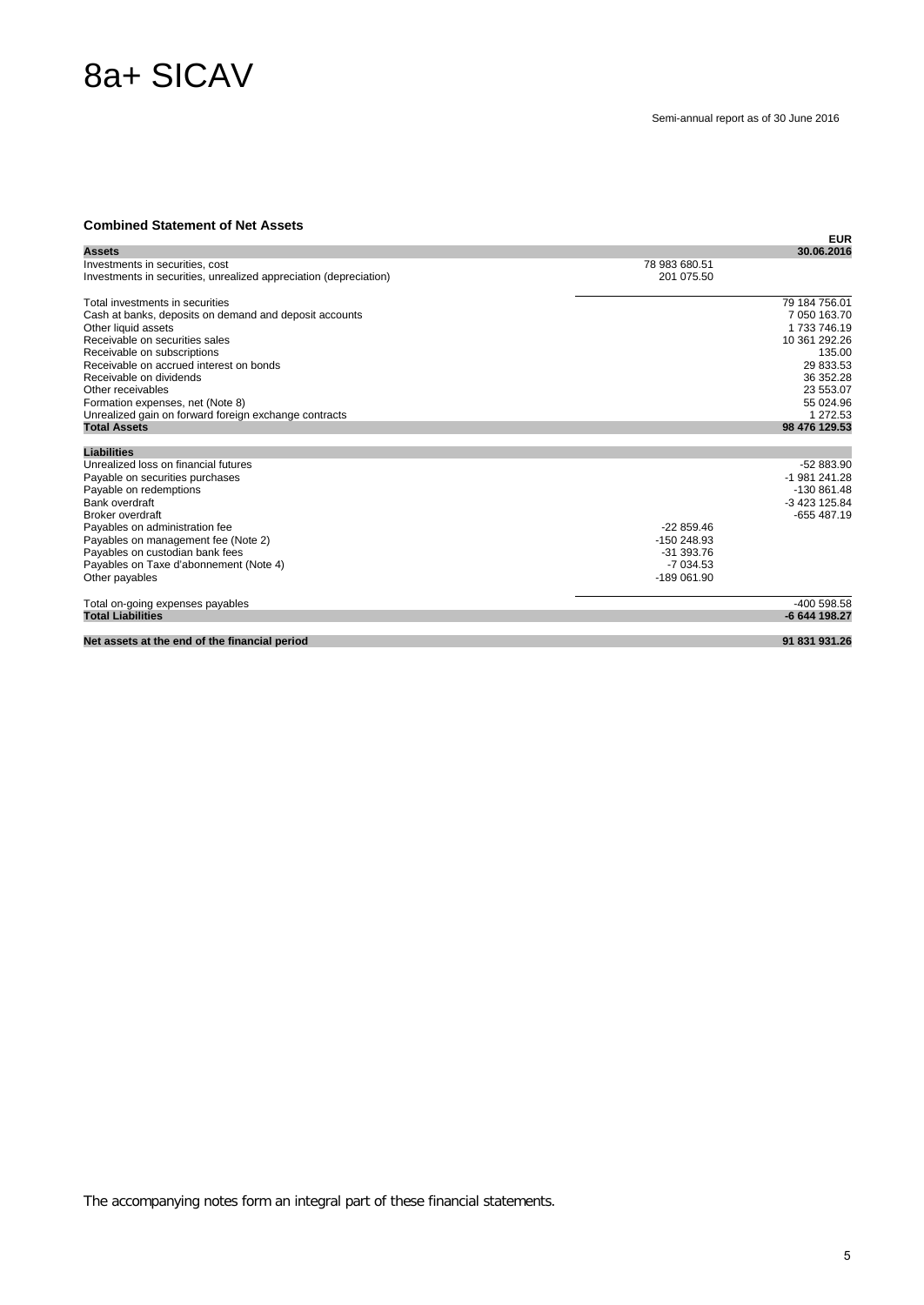# 8a+ SICAV

Semi-annual report as of 30 June 2016

### Combined Statement of Net Assets

| | | EUR |
|---|---|---|
| **Assets** | | **30.06.2016** |
| Investments in securities, cost | 78 983 680.51 | |
| Investments in securities, unrealized appreciation (depreciation) | 201 075.50 | |
| Total investments in securities | | 79 184 756.01 |
| Cash at banks, deposits on demand and deposit accounts | | 7 050 163.70 |
| Other liquid assets | | 1 733 746.19 |
| Receivable on securities sales | | 10 361 292.26 |
| Receivable on subscriptions | | 135.00 |
| Receivable on accrued interest on bonds | | 29 833.53 |
| Receivable on dividends | | 36 352.28 |
| Other receivables | | 23 553.07 |
| Formation expenses, net (Note 8) | | 55 024.96 |
| Unrealized gain on forward foreign exchange contracts | | 1 272.53 |
| **Total Assets** | | **98 476 129.53** |
| **Liabilities** | | |
| Unrealized loss on financial futures | | -52 883.90 |
| Payable on securities purchases | | -1 981 241.28 |
| Payable on redemptions | | -130 861.48 |
| Bank overdraft | | -3 423 125.84 |
| Broker overdraft | | -655 487.19 |
| Payables on administration fee | -22 859.46 | |
| Payables on management fee (Note 2) | -150 248.93 | |
| Payables on custodian bank fees | -31 393.76 | |
| Payables on Taxe d'abonnement (Note 4) | -7 034.53 | |
| Other payables | -189 061.90 | |
| Total on-going expenses payables | | -400 598.58 |
| **Total Liabilities** | | **-6 644 198.27** |
| **Net assets at the end of the financial period** | | **91 831 931.26** |

The accompanying notes form an integral part of these financial statements.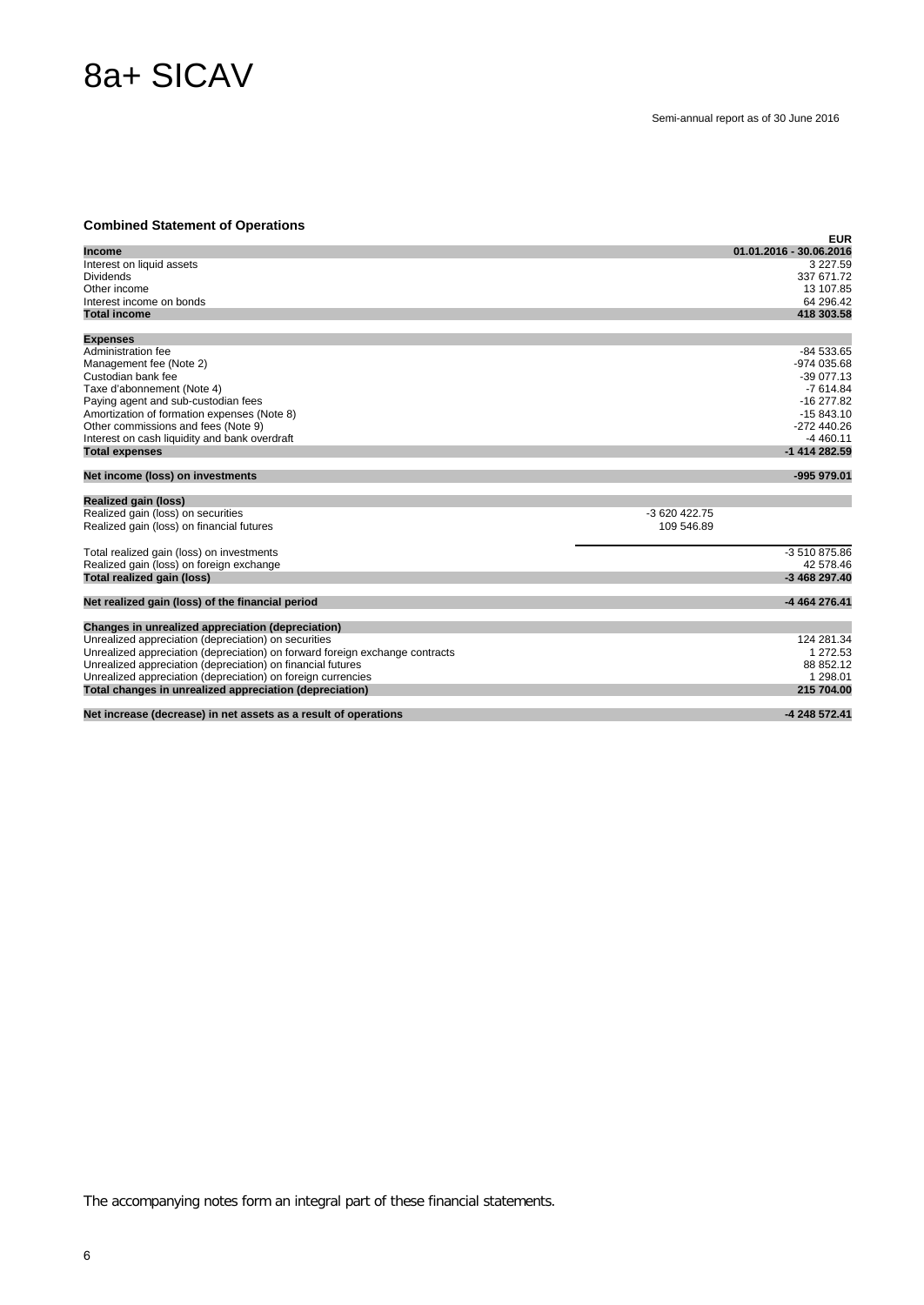# 8a+ SICAV

Semi-annual report as of 30 June 2016

### Combined Statement of Operations

| | | EUR |
|---|---|---|
| **Income** | | **01.01.2016 - 30.06.2016** |
| Interest on liquid assets | | 3 227.59 |
| Dividends | | 337 671.72 |
| Other income | | 13 107.85 |
| Interest income on bonds | | 64 296.42 |
| **Total income** | | **418 303.58** |
| | | |
| **Expenses** | | |
| Administration fee | | -84 533.65 |
| Management fee (Note 2) | | -974 035.68 |
| Custodian bank fee | | -39 077.13 |
| Taxe d'abonnement (Note 4) | | -7 614.84 |
| Paying agent and sub-custodian fees | | -16 277.82 |
| Amortization of formation expenses (Note 8) | | -15 843.10 |
| Other commissions and fees (Note 9) | | -272 440.26 |
| Interest on cash liquidity and bank overdraft | | -4 460.11 |
| **Total expenses** | | **-1 414 282.59** |
| | | |
| **Net income (loss) on investments** | | **-995 979.01** |
| | | |
| **Realized gain (loss)** | | |
| Realized gain (loss) on securities | -3 620 422.75 | |
| Realized gain (loss) on financial futures | 109 546.89 | |
| | | |
| Total realized gain (loss) on investments | | -3 510 875.86 |
| Realized gain (loss) on foreign exchange | | 42 578.46 |
| **Total realized gain (loss)** | | **-3 468 297.40** |
| | | |
| **Net realized gain (loss) of the financial period** | | **-4 464 276.41** |
| | | |
| **Changes in unrealized appreciation (depreciation)** | | |
| Unrealized appreciation (depreciation) on securities | | 124 281.34 |
| Unrealized appreciation (depreciation) on forward foreign exchange contracts | | 1 272.53 |
| Unrealized appreciation (depreciation) on financial futures | | 88 852.12 |
| Unrealized appreciation (depreciation) on foreign currencies | | 1 298.01 |
| **Total changes in unrealized appreciation (depreciation)** | | **215 704.00** |
| | | |
| **Net increase (decrease) in net assets as a result of operations** | | **-4 248 572.41** |

The accompanying notes form an integral part of these financial statements.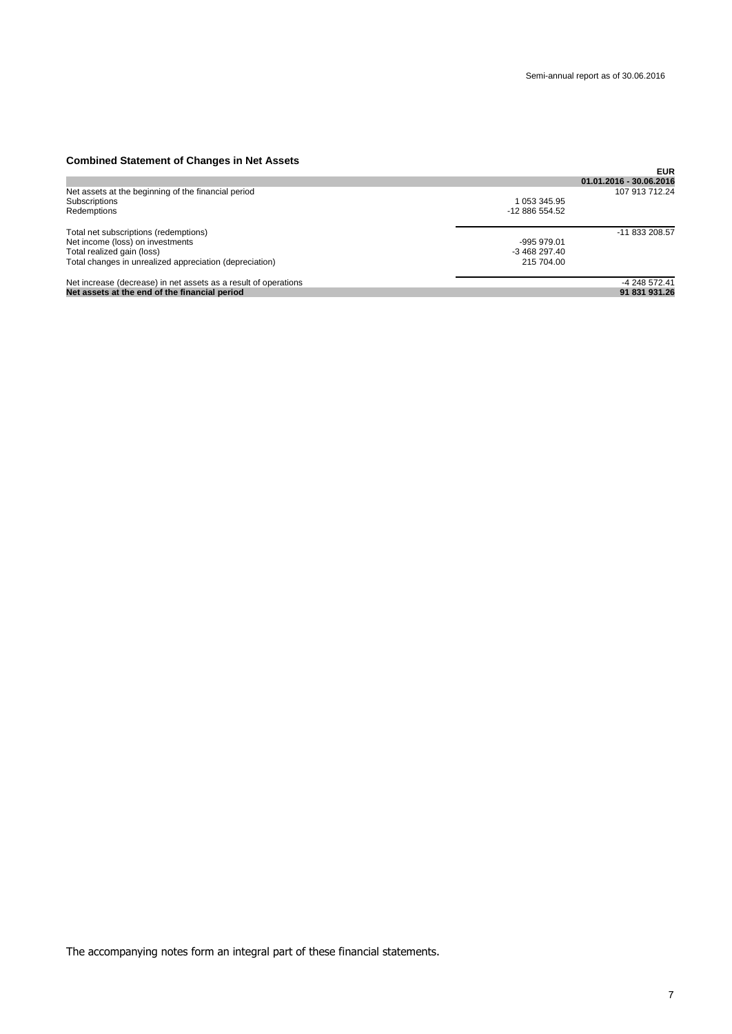## Combined Statement of Changes in Net Assets

| | | EUR |
|---|---|---|
| | | **01.01.2016 - 30.06.2016** |
| Net assets at the beginning of the financial period | | 107 913 712.24 |
| Subscriptions | 1 053 345.95 | |
| Redemptions | -12 886 554.52 | |
| Total net subscriptions (redemptions) | | -11 833 208.57 |
| Net income (loss) on investments | -995 979.01 | |
| Total realized gain (loss) | -3 468 297.40 | |
| Total changes in unrealized appreciation (depreciation) | 215 704.00 | |
| Net increase (decrease) in net assets as a result of operations | | -4 248 572.41 |
| **Net assets at the end of the financial period** | | **91 831 931.26** |

The accompanying notes form an integral part of these financial statements.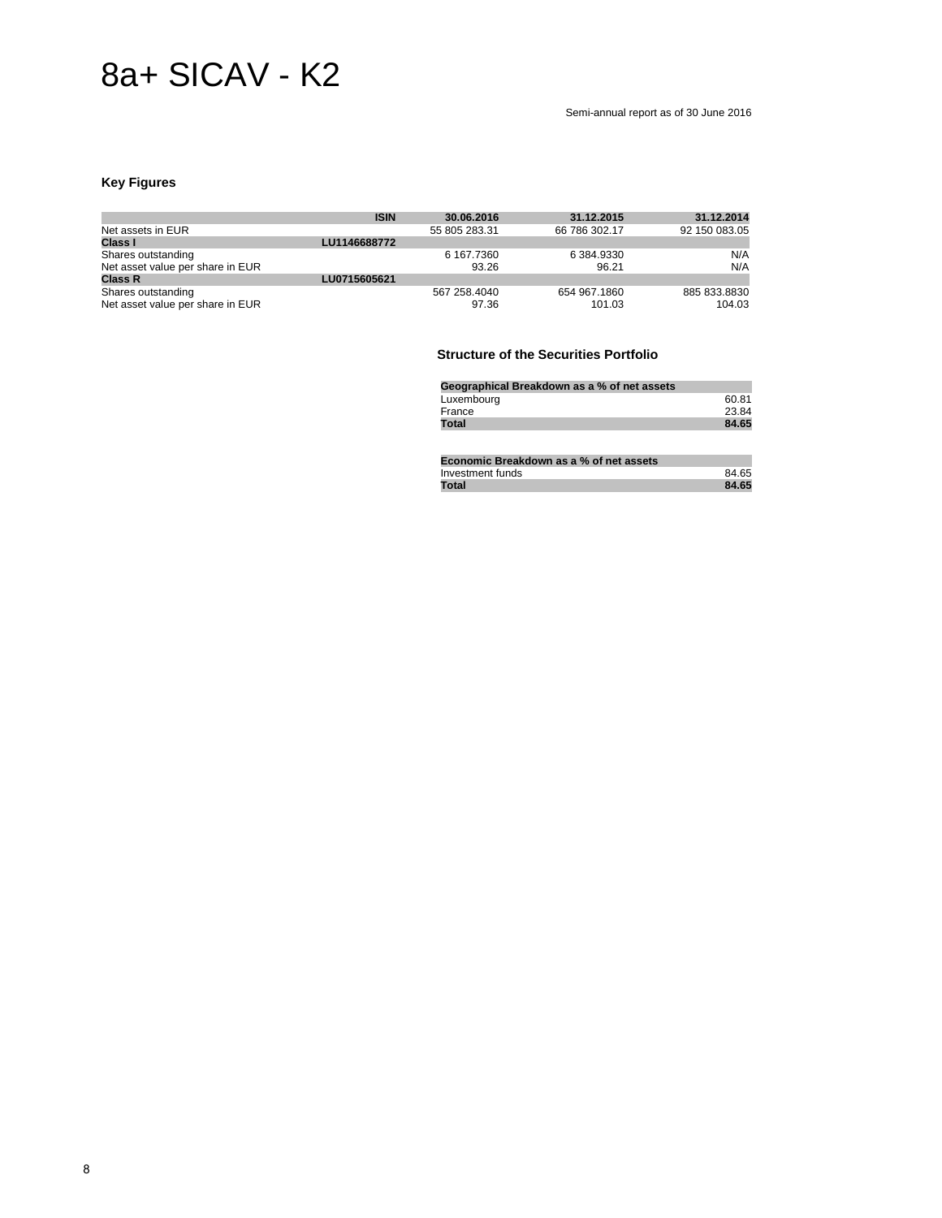# 8a+ SICAV - K2

Semi-annual report as of 30 June 2016

### Key Figures

| | ISIN | 30.06.2016 | 31.12.2015 | 31.12.2014 |
|---|---|---|---|---|
| Net assets in EUR | | 55 805 283.31 | 66 786 302.17 | 92 150 083.05 |
| **Class I** | **LU1146688772** | | | |
| Shares outstanding | | 6 167.7360 | 6 384.9330 | N/A |
| Net asset value per share in EUR | | 93.26 | 96.21 | N/A |
| **Class R** | **LU0715605621** | | | |
| Shares outstanding | | 567 258.4040 | 654 967.1860 | 885 833.8830 |
| Net asset value per share in EUR | | 97.36 | 101.03 | 104.03 |

### Structure of the Securities Portfolio

| Geographical Breakdown as a % of net assets | |
|---|---|
| Luxembourg | 60.81 |
| France | 23.84 |
| **Total** | **84.65** |

| Economic Breakdown as a % of net assets | |
|---|---|
| Investment funds | 84.65 |
| **Total** | **84.65** |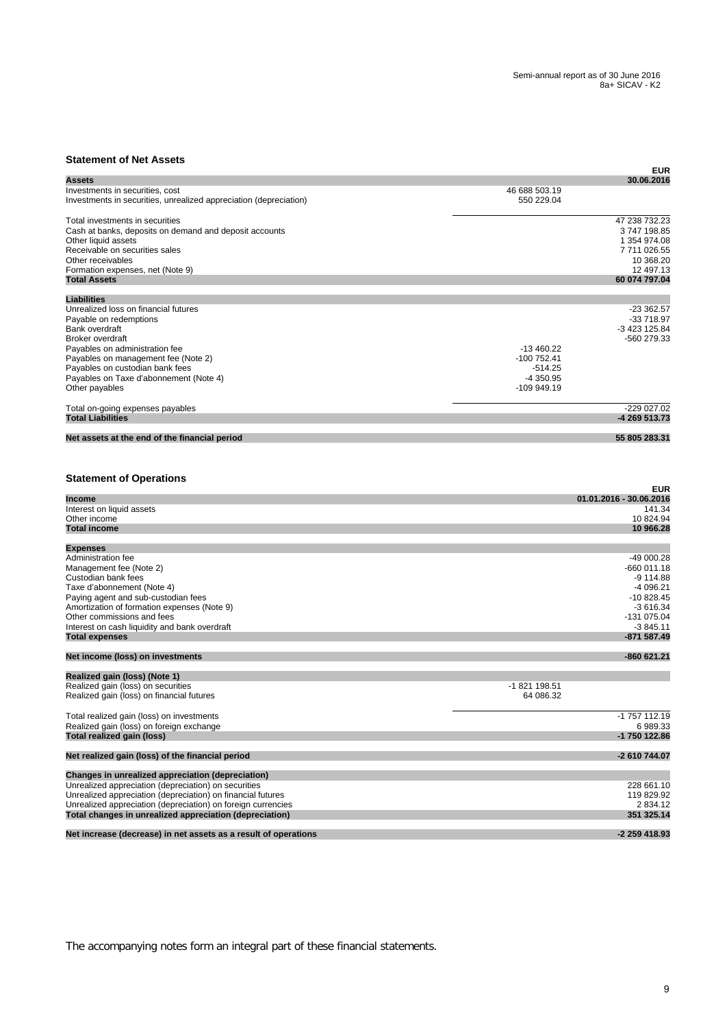## Statement of Net Assets

| Assets | | EUR 30.06.2016 |
|---|---|---|
| Investments in securities, cost | 46 688 503.19 | |
| Investments in securities, unrealized appreciation (depreciation) | 550 229.04 | |
| Total investments in securities | | 47 238 732.23 |
| Cash at banks, deposits on demand and deposit accounts | | 3 747 198.85 |
| Other liquid assets | | 1 354 974.08 |
| Receivable on securities sales | | 7 711 026.55 |
| Other receivables | | 10 368.20 |
| Formation expenses, net (Note 9) | | 12 497.13 |
| **Total Assets** | | **60 074 797.04** |
| **Liabilities** | | |
| Unrealized loss on financial futures | | -23 362.57 |
| Payable on redemptions | | -33 718.97 |
| Bank overdraft | | -3 423 125.84 |
| Broker overdraft | | -560 279.33 |
| Payables on administration fee | -13 460.22 | |
| Payables on management fee (Note 2) | -100 752.41 | |
| Payables on custodian bank fees | -514.25 | |
| Payables on Taxe d'abonnement (Note 4) | -4 350.95 | |
| Other payables | -109 949.19 | |
| Total on-going expenses payables | | -229 027.02 |
| **Total Liabilities** | | **-4 269 513.73** |
| **Net assets at the end of the financial period** | | **55 805 283.31** |

## Statement of Operations

| Income | | EUR 01.01.2016 - 30.06.2016 |
|---|---|---|
| Interest on liquid assets | | 141.34 |
| Other income | | 10 824.94 |
| **Total income** | | **10 966.28** |
| **Expenses** | | |
| Administration fee | | -49 000.28 |
| Management fee (Note 2) | | -660 011.18 |
| Custodian bank fees | | -9 114.88 |
| Taxe d'abonnement (Note 4) | | -4 096.21 |
| Paying agent and sub-custodian fees | | -10 828.45 |
| Amortization of formation expenses (Note 9) | | -3 616.34 |
| Other commissions and fees | | -131 075.04 |
| Interest on cash liquidity and bank overdraft | | -3 845.11 |
| **Total expenses** | | **-871 587.49** |
| **Net income (loss) on investments** | | **-860 621.21** |
| **Realized gain (loss) (Note 1)** | | |
| Realized gain (loss) on securities | -1 821 198.51 | |
| Realized gain (loss) on financial futures | 64 086.32 | |
| Total realized gain (loss) on investments | | -1 757 112.19 |
| Realized gain (loss) on foreign exchange | | 6 989.33 |
| **Total realized gain (loss)** | | **-1 750 122.86** |
| **Net realized gain (loss) of the financial period** | | **-2 610 744.07** |
| **Changes in unrealized appreciation (depreciation)** | | |
| Unrealized appreciation (depreciation) on securities | | 228 661.10 |
| Unrealized appreciation (depreciation) on financial futures | | 119 829.92 |
| Unrealized appreciation (depreciation) on foreign currencies | | 2 834.12 |
| **Total changes in unrealized appreciation (depreciation)** | | **351 325.14** |
| **Net increase (decrease) in net assets as a result of operations** | | **-2 259 418.93** |

The accompanying notes form an integral part of these financial statements.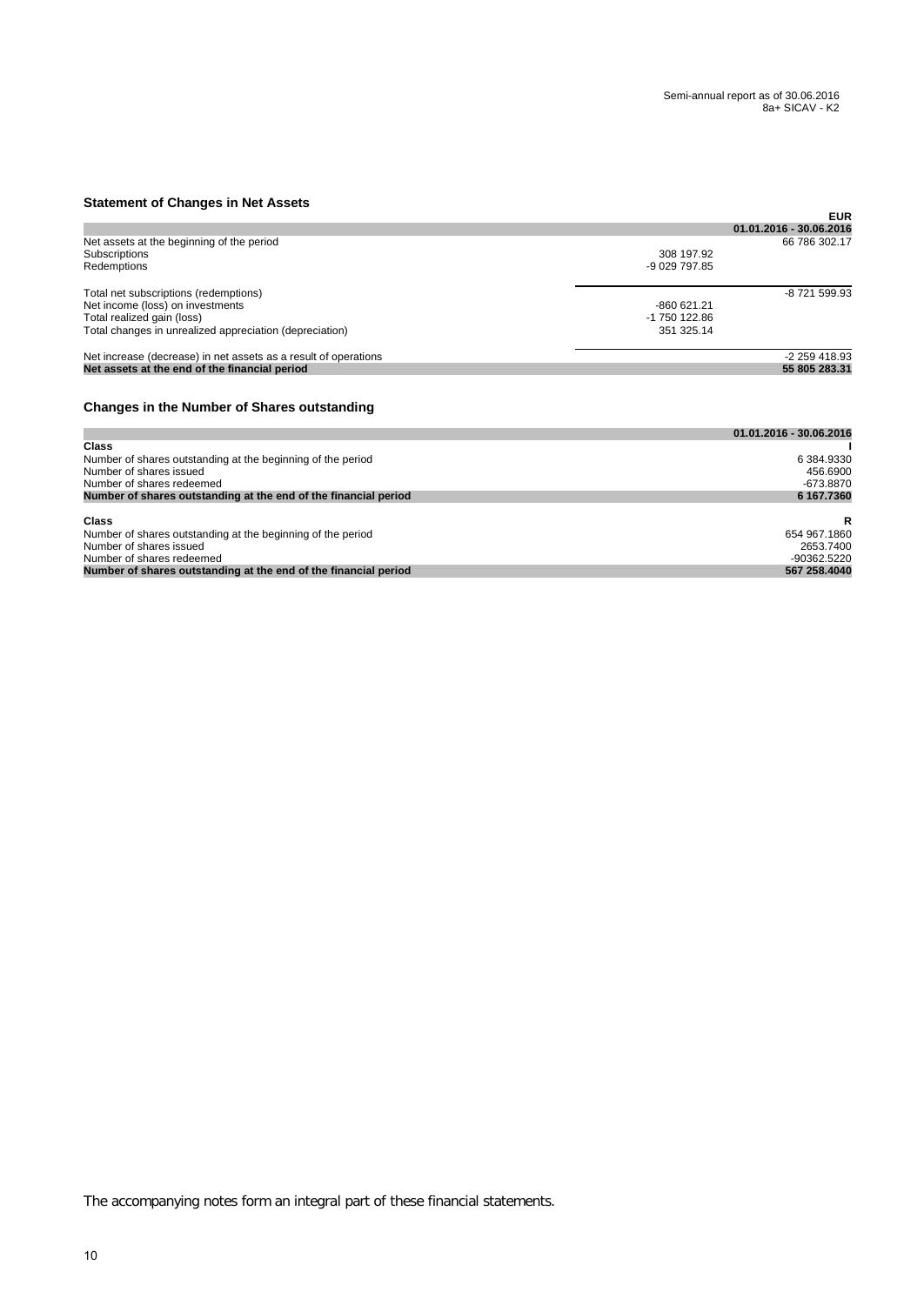## Statement of Changes in Net Assets

| | | EUR |
|---|---|---|
| | | **01.01.2016 - 30.06.2016** |
| Net assets at the beginning of the period | | 66 786 302.17 |
| Subscriptions | 308 197.92 | |
| Redemptions | -9 029 797.85 | |
| Total net subscriptions (redemptions) | | -8 721 599.93 |
| Net income (loss) on investments | -860 621.21 | |
| Total realized gain (loss) | -1 750 122.86 | |
| Total changes in unrealized appreciation (depreciation) | 351 325.14 | |
| Net increase (decrease) in net assets as a result of operations | | -2 259 418.93 |
| **Net assets at the end of the financial period** | | **55 805 283.31** |

## Changes in the Number of Shares outstanding

| | **01.01.2016 - 30.06.2016** |
|---|---|
| **Class** | **I** |
| Number of shares outstanding at the beginning of the period | 6 384.9330 |
| Number of shares issued | 456.6900 |
| Number of shares redeemed | -673.8870 |
| **Number of shares outstanding at the end of the financial period** | **6 167.7360** |
| | |
| **Class** | **R** |
| Number of shares outstanding at the beginning of the period | 654 967.1860 |
| Number of shares issued | 2653.7400 |
| Number of shares redeemed | -90362.5220 |
| **Number of shares outstanding at the end of the financial period** | **567 258.4040** |

The accompanying notes form an integral part of these financial statements.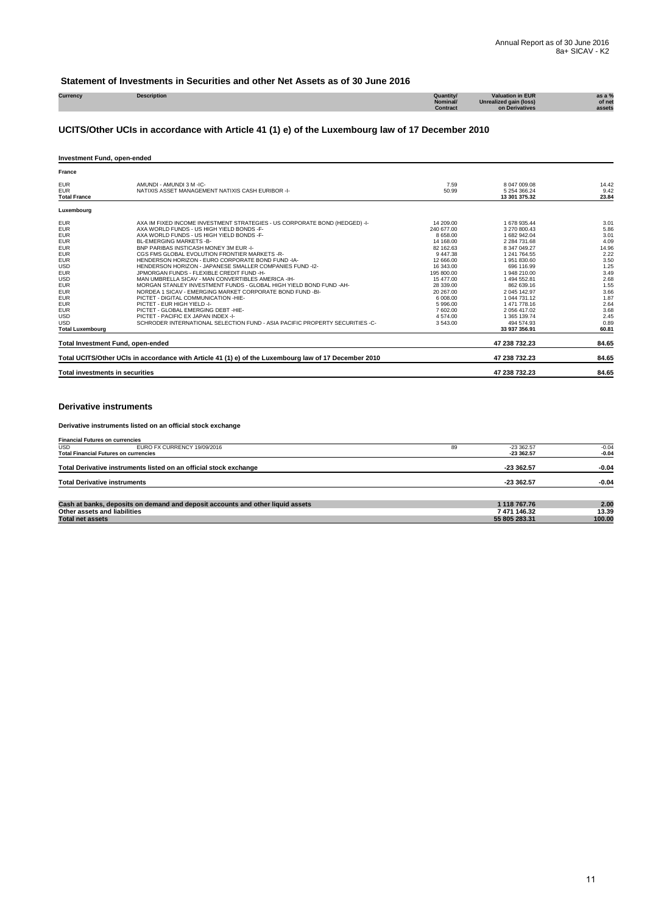## Statement of Investments in Securities and other Net Assets as of 30 June 2016

### UCITS/Other UCIs in accordance with Article 41 (1) e) of the Luxembourg law of 17 December 2010

| Currency | Description | Quantity/ Nominal/ Contract | Valuation in EUR Unrealized gain (loss) on Derivatives | as a % of net assets |
|---|---|---|---|---|
| **Investment Fund, open-ended** | | | | |
| **France** | | | | |
| EUR | AMUNDI - AMUNDI 3 M -IC- | 7.59 | 8 047 009.08 | 14.42 |
| EUR | NATIXIS ASSET MANAGEMENT NATIXIS CASH EURIBOR -I- | 50.99 | 5 254 366.24 | 9.42 |
| **Total France** | | | **13 301 375.32** | **23.84** |
| **Luxembourg** | | | | |
| EUR | AXA IM FIXED INCOME INVESTMENT STRATEGIES - US CORPORATE BOND (HEDGED) -I- | 14 209.00 | 1 678 935.44 | 3.01 |
| EUR | AXA WORLD FUNDS - US HIGH YIELD BONDS -F- | 240 677.00 | 3 270 800.43 | 5.86 |
| EUR | AXA WORLD FUNDS - US HIGH YIELD BONDS -F- | 8 658.00 | 1 682 942.04 | 3.01 |
| EUR | BL-EMERGING MARKETS -B- | 14 168.00 | 2 284 731.68 | 4.09 |
| EUR | BNP PARIBAS INSTICASH MONEY 3M EUR -I- | 82 162.63 | 8 347 049.27 | 14.96 |
| EUR | CGS FMS GLOBAL EVOLUTION FRONTIER MARKETS -R- | 9 447.38 | 1 241 764.55 | 2.22 |
| EUR | HENDERSON HORIZON - EURO CORPORATE BOND FUND -IA- | 12 666.00 | 1 951 830.60 | 3.50 |
| USD | HENDERSON HORIZON - JAPANESE SMALLER COMPANIES FUND -I2- | 16 343.00 | 696 116.99 | 1.25 |
| EUR | JPMORGAN FUNDS - FLEXIBLE CREDIT FUND -H- | 195 800.00 | 1 948 210.00 | 3.49 |
| USD | MAN UMBRELLA SICAV - MAN CONVERTIBLES AMERICA -IH- | 15 477.00 | 1 494 552.81 | 2.68 |
| EUR | MORGAN STANLEY INVESTMENT FUNDS - GLOBAL HIGH YIELD BOND FUND -AH- | 28 339.00 | 862 639.16 | 1.55 |
| EUR | NORDEA 1 SICAV - EMERGING MARKET CORPORATE BOND FUND -BI- | 20 267.00 | 2 045 142.97 | 3.66 |
| EUR | PICTET - DIGITAL COMMUNICATION -HIE- | 6 008.00 | 1 044 731.12 | 1.87 |
| EUR | PICTET - EUR HIGH YIELD -I- | 5 996.00 | 1 471 778.16 | 2.64 |
| EUR | PICTET - GLOBAL EMERGING DEBT -HIE- | 7 602.00 | 2 056 417.02 | 3.68 |
| USD | PICTET - PACIFIC EX JAPAN INDEX -I- | 4 574.00 | 1 365 139.74 | 2.45 |
| USD | SCHRODER INTERNATIONAL SELECTION FUND - ASIA PACIFIC PROPERTY SECURITIES -C- | 3 543.00 | 494 574.93 | 0.89 |
| **Total Luxembourg** | | | **33 937 356.91** | **60.81** |
| **Total Investment Fund, open-ended** | | | **47 238 732.23** | **84.65** |
| **Total UCITS/Other UCIs in accordance with Article 41 (1) e) of the Luxembourg law of 17 December 2010** | | | **47 238 732.23** | **84.65** |
| **Total investments in securities** | | | **47 238 732.23** | **84.65** |

### Derivative instruments

#### Derivative instruments listed on an official stock exchange

| Currency | Description | Quantity/ Nominal/ Contract | Valuation in EUR Unrealized gain (loss) on Derivatives | as a % of net assets |
|---|---|---|---|---|
| **Financial Futures on currencies** | | | | |
| USD | EURO FX CURRENCY 19/09/2016 | 89 | -23 362.57 | -0.04 |
| **Total Financial Futures on currencies** | | | **-23 362.57** | **-0.04** |
| **Total Derivative instruments listed on an official stock exchange** | | | **-23 362.57** | **-0.04** |
| **Total Derivative instruments** | | | **-23 362.57** | **-0.04** |
| **Cash at banks, deposits on demand and deposit accounts and other liquid assets** | | | **1 118 767.76** | **2.00** |
| **Other assets and liabilities** | | | **7 471 146.32** | **13.39** |
| **Total net assets** | | | **55 805 283.31** | **100.00** |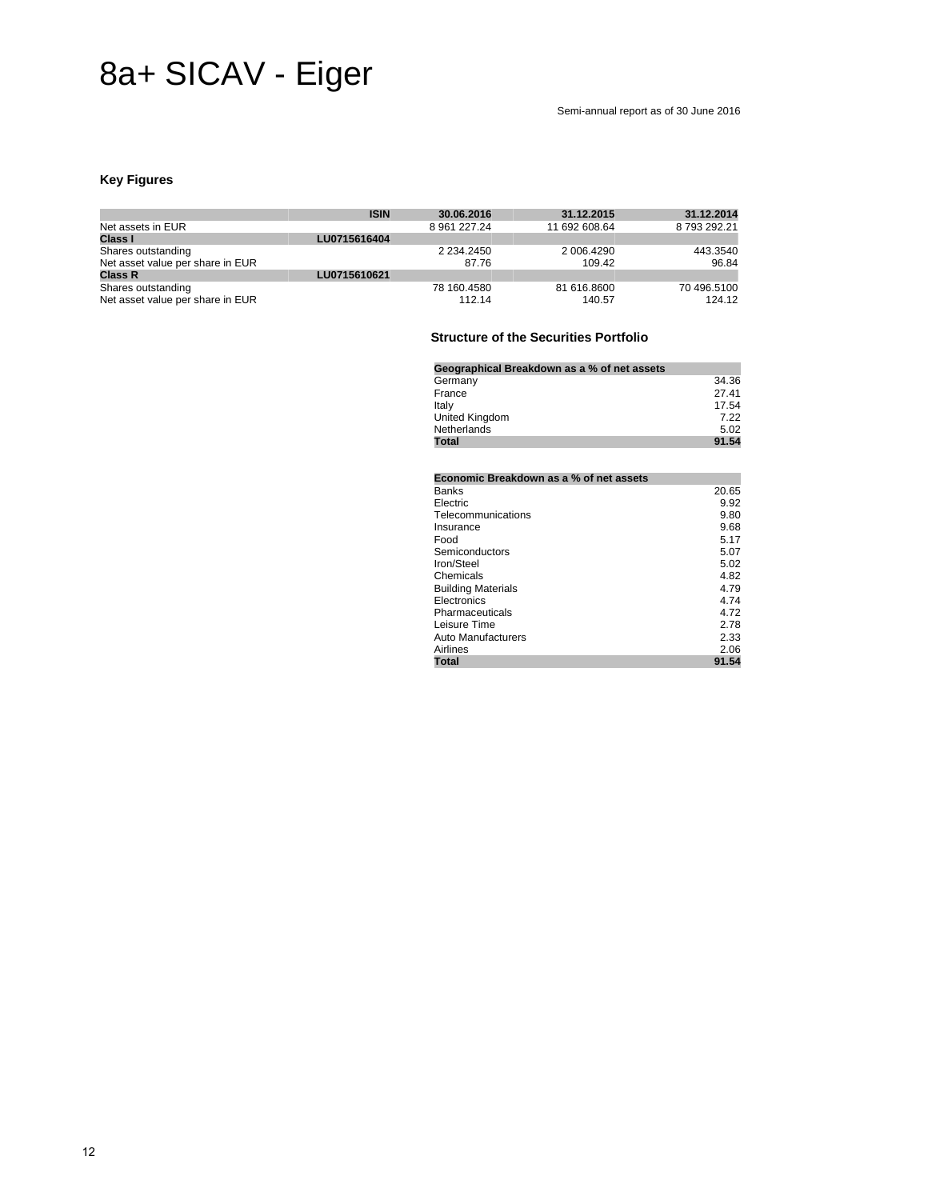# 8a+ SICAV - Eiger

Semi-annual report as of 30 June 2016

### Key Figures

| | ISIN | 30.06.2016 | 31.12.2015 | 31.12.2014 |
|---|---|---|---|---|
| Net assets in EUR | | 8 961 227.24 | 11 692 608.64 | 8 793 292.21 |
| **Class I** | **LU0715616404** | | | |
| Shares outstanding | | 2 234.2450 | 2 006.4290 | 443.3540 |
| Net asset value per share in EUR | | 87.76 | 109.42 | 96.84 |
| **Class R** | **LU0715610621** | | | |
| Shares outstanding | | 78 160.4580 | 81 616.8600 | 70 496.5100 |
| Net asset value per share in EUR | | 112.14 | 140.57 | 124.12 |

### Structure of the Securities Portfolio

| Geographical Breakdown as a % of net assets | |
|---|---|
| Germany | 34.36 |
| France | 27.41 |
| Italy | 17.54 |
| United Kingdom | 7.22 |
| Netherlands | 5.02 |
| **Total** | **91.54** |

| Economic Breakdown as a % of net assets | |
|---|---|
| Banks | 20.65 |
| Electric | 9.92 |
| Telecommunications | 9.80 |
| Insurance | 9.68 |
| Food | 5.17 |
| Semiconductors | 5.07 |
| Iron/Steel | 5.02 |
| Chemicals | 4.82 |
| Building Materials | 4.79 |
| Electronics | 4.74 |
| Pharmaceuticals | 4.72 |
| Leisure Time | 2.78 |
| Auto Manufacturers | 2.33 |
| Airlines | 2.06 |
| **Total** | **91.54** |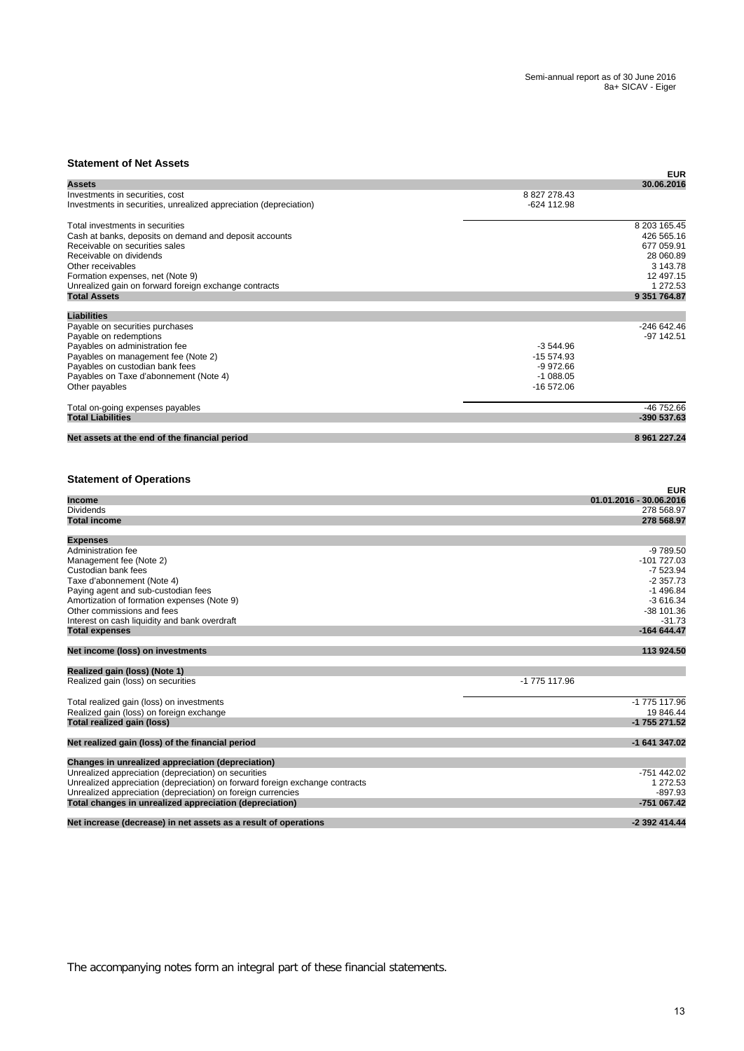## Statement of Net Assets

| Assets | | EUR 30.06.2016 |
|---|---|---|
| Investments in securities, cost | 8 827 278.43 | |
| Investments in securities, unrealized appreciation (depreciation) | -624 112.98 | |
| Total investments in securities | | 8 203 165.45 |
| Cash at banks, deposits on demand and deposit accounts | | 426 565.16 |
| Receivable on securities sales | | 677 059.91 |
| Receivable on dividends | | 28 060.89 |
| Other receivables | | 3 143.78 |
| Formation expenses, net (Note 9) | | 12 497.15 |
| Unrealized gain on forward foreign exchange contracts | | 1 272.53 |
| **Total Assets** | | **9 351 764.87** |
| **Liabilities** | | |
| Payable on securities purchases | | -246 642.46 |
| Payable on redemptions | | -97 142.51 |
| Payables on administration fee | -3 544.96 | |
| Payables on management fee (Note 2) | -15 574.93 | |
| Payables on custodian bank fees | -9 972.66 | |
| Payables on Taxe d'abonnement (Note 4) | -1 088.05 | |
| Other payables | -16 572.06 | |
| Total on-going expenses payables | | -46 752.66 |
| **Total Liabilities** | | **-390 537.63** |
| **Net assets at the end of the financial period** | | **8 961 227.24** |

## Statement of Operations

| Income | | EUR 01.01.2016 - 30.06.2016 |
|---|---|---|
| Dividends | | 278 568.97 |
| **Total income** | | **278 568.97** |
| **Expenses** | | |
| Administration fee | | -9 789.50 |
| Management fee (Note 2) | | -101 727.03 |
| Custodian bank fees | | -7 523.94 |
| Taxe d'abonnement (Note 4) | | -2 357.73 |
| Paying agent and sub-custodian fees | | -1 496.84 |
| Amortization of formation expenses (Note 9) | | -3 616.34 |
| Other commissions and fees | | -38 101.36 |
| Interest on cash liquidity and bank overdraft | | -31.73 |
| **Total expenses** | | **-164 644.47** |
| **Net income (loss) on investments** | | **113 924.50** |
| **Realized gain (loss) (Note 1)** | | |
| Realized gain (loss) on securities | -1 775 117.96 | |
| Total realized gain (loss) on investments | | -1 775 117.96 |
| Realized gain (loss) on foreign exchange | | 19 846.44 |
| **Total realized gain (loss)** | | **-1 755 271.52** |
| **Net realized gain (loss) of the financial period** | | **-1 641 347.02** |
| **Changes in unrealized appreciation (depreciation)** | | |
| Unrealized appreciation (depreciation) on securities | | -751 442.02 |
| Unrealized appreciation (depreciation) on forward foreign exchange contracts | | 1 272.53 |
| Unrealized appreciation (depreciation) on foreign currencies | | -897.93 |
| **Total changes in unrealized appreciation (depreciation)** | | **-751 067.42** |
| **Net increase (decrease) in net assets as a result of operations** | | **-2 392 414.44** |

The accompanying notes form an integral part of these financial statements.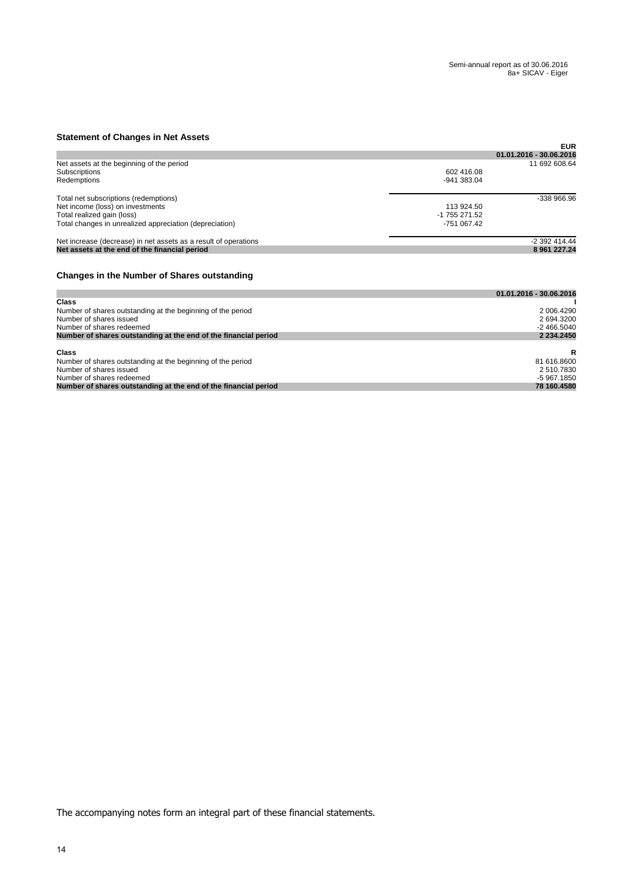## Statement of Changes in Net Assets

| | | EUR |
|---|---|---|
| | | **01.01.2016 - 30.06.2016** |
| Net assets at the beginning of the period | | 11 692 608.64 |
| Subscriptions | 602 416.08 | |
| Redemptions | -941 383.04 | |
| Total net subscriptions (redemptions) | | -338 966.96 |
| Net income (loss) on investments | 113 924.50 | |
| Total realized gain (loss) | -1 755 271.52 | |
| Total changes in unrealized appreciation (depreciation) | -751 067.42 | |
| Net increase (decrease) in net assets as a result of operations | | -2 392 414.44 |
| **Net assets at the end of the financial period** | | **8 961 227.24** |

## Changes in the Number of Shares outstanding

| | **01.01.2016 - 30.06.2016** |
|---|---|
| **Class** | **I** |
| Number of shares outstanding at the beginning of the period | 2 006.4290 |
| Number of shares issued | 2 694.3200 |
| Number of shares redeemed | -2 466.5040 |
| **Number of shares outstanding at the end of the financial period** | **2 234.2450** |
| **Class** | **R** |
| Number of shares outstanding at the beginning of the period | 81 616.8600 |
| Number of shares issued | 2 510.7830 |
| Number of shares redeemed | -5 967.1850 |
| **Number of shares outstanding at the end of the financial period** | **78 160.4580** |

The accompanying notes form an integral part of these financial statements.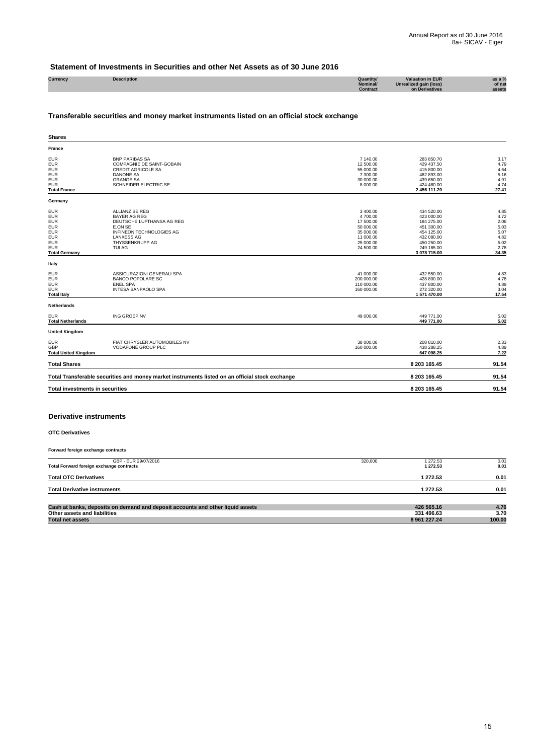## Statement of Investments in Securities and other Net Assets as of 30 June 2016

| Currency | Description | Quantity/ Nominal/ Contract | Valuation in EUR Unrealized gain (loss) on Derivatives | as a % of net assets |
|---|---|---|---|---|

### Transferable securities and money market instruments listed on an official stock exchange

| Currency | Description | Quantity/ Nominal/ Contract | Valuation in EUR | as a % of net assets |
|---|---|---|---|---|
| **Shares** | | | | |
| **France** | | | | |
| EUR | BNP PARIBAS SA | 7 140.00 | 283 850.70 | 3.17 |
| EUR | COMPAGNIE DE SAINT-GOBAIN | 12 500.00 | 429 437.50 | 4.79 |
| EUR | CREDIT AGRICOLE SA | 55 000.00 | 415 800.00 | 4.64 |
| EUR | DANONE SA | 7 300.00 | 462 893.00 | 5.16 |
| EUR | ORANGE SA | 30 000.00 | 439 650.00 | 4.91 |
| EUR | SCHNEIDER ELECTRIC SE | 8 000.00 | 424 480.00 | 4.74 |
| **Total France** | | | **2 456 111.20** | **27.41** |
| **Germany** | | | | |
| EUR | ALLIANZ SE REG | 3 400.00 | 434 520.00 | 4.85 |
| EUR | BAYER AG REG | 4 700.00 | 423 000.00 | 4.72 |
| EUR | DEUTSCHE LUFTHANSA AG REG | 17 500.00 | 184 275.00 | 2.06 |
| EUR | E.ON SE | 50 000.00 | 451 300.00 | 5.03 |
| EUR | INFINEON TECHNOLOGIES AG | 35 000.00 | 454 125.00 | 5.07 |
| EUR | LANXESS AG | 11 000.00 | 432 080.00 | 4.82 |
| EUR | THYSSENKRUPP AG | 25 000.00 | 450 250.00 | 5.02 |
| EUR | TUI AG | 24 500.00 | 249 165.00 | 2.78 |
| **Total Germany** | | | **3 078 715.00** | **34.35** |
| **Italy** | | | | |
| EUR | ASSICURAZIONI GENERALI SPA | 41 000.00 | 432 550.00 | 4.83 |
| EUR | BANCO POPOLARE SC | 200 000.00 | 428 800.00 | 4.78 |
| EUR | ENEL SPA | 110 000.00 | 437 800.00 | 4.89 |
| EUR | INTESA SANPAOLO SPA | 160 000.00 | 272 320.00 | 3.04 |
| **Total Italy** | | | **1 571 470.00** | **17.54** |
| **Netherlands** | | | | |
| EUR | ING GROEP NV | 49 000.00 | 449 771.00 | 5.02 |
| **Total Netherlands** | | | **449 771.00** | **5.02** |
| **United Kingdom** | | | | |
| EUR | FIAT CHRYSLER AUTOMOBILES NV | 38 000.00 | 208 810.00 | 2.33 |
| GBP | VODAFONE GROUP PLC | 160 000.00 | 438 288.25 | 4.89 |
| **Total United Kingdom** | | | **647 098.25** | **7.22** |
| **Total Shares** | | | **8 203 165.45** | **91.54** |
| **Total Transferable securities and money market instruments listed on an official stock exchange** | | | **8 203 165.45** | **91.54** |
| **Total investments in securities** | | | **8 203 165.45** | **91.54** |

### Derivative instruments

**OTC Derivatives**

**Forward foreign exchange contracts**

| Currency | Description | Quantity/ Nominal/ Contract | Unrealized gain (loss) on Derivatives | as a % of net assets |
|---|---|---|---|---|
| | GBP - EUR 29/07/2016 | 320,000 | 1 272.53 | 0.01 |
| **Total Forward foreign exchange contracts** | | | **1 272.53** | **0.01** |
| **Total OTC Derivatives** | | | **1 272.53** | **0.01** |
| **Total Derivative instruments** | | | **1 272.53** | **0.01** |

| | Valuation in EUR | as a % of net assets |
|---|---|---|
| **Cash at banks, deposits on demand and deposit accounts and other liquid assets** | **426 565.16** | **4.76** |
| **Other assets and liabilities** | **331 496.63** | **3.70** |
| **Total net assets** | **8 961 227.24** | **100.00** |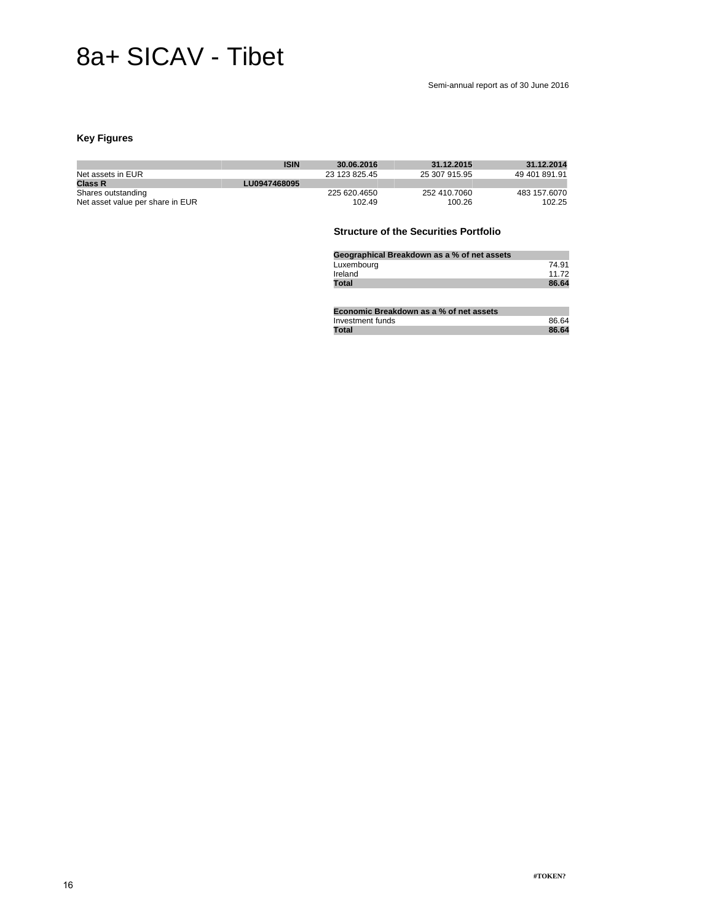# 8a+ SICAV - Tibet

Semi-annual report as of 30 June 2016

### Key Figures

| | ISIN | 30.06.2016 | 31.12.2015 | 31.12.2014 |
|---|---|---|---|---|
| Net assets in EUR | | 23 123 825.45 | 25 307 915.95 | 49 401 891.91 |
| **Class R** | **LU0947468095** | | | |
| Shares outstanding | | 225 620.4650 | 252 410.7060 | 483 157.6070 |
| Net asset value per share in EUR | | 102.49 | 100.26 | 102.25 |

### Structure of the Securities Portfolio

| Geographical Breakdown as a % of net assets | |
|---|---|
| Luxembourg | 74.91 |
| Ireland | 11.72 |
| **Total** | **86.64** |

| Economic Breakdown as a % of net assets | |
|---|---|
| Investment funds | 86.64 |
| **Total** | **86.64** |

#TOKEN?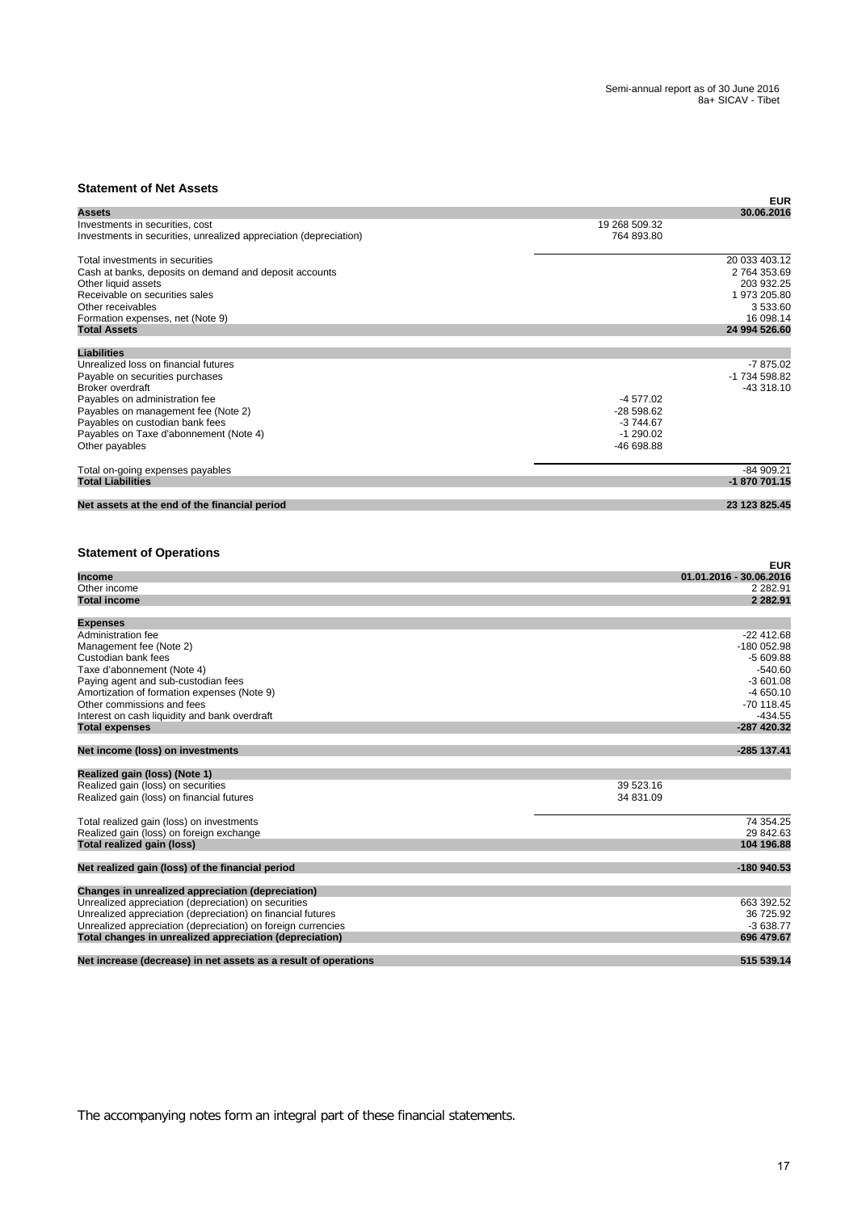## Statement of Net Assets

| | | EUR |
|---|---|---|
| **Assets** | | **30.06.2016** |
| Investments in securities, cost | 19 268 509.32 | |
| Investments in securities, unrealized appreciation (depreciation) | 764 893.80 | |
| Total investments in securities | | 20 033 403.12 |
| Cash at banks, deposits on demand and deposit accounts | | 2 764 353.69 |
| Other liquid assets | | 203 932.25 |
| Receivable on securities sales | | 1 973 205.80 |
| Other receivables | | 3 533.60 |
| Formation expenses, net (Note 9) | | 16 098.14 |
| **Total Assets** | | **24 994 526.60** |
| **Liabilities** | | |
| Unrealized loss on financial futures | | -7 875.02 |
| Payable on securities purchases | | -1 734 598.82 |
| Broker overdraft | | -43 318.10 |
| Payables on administration fee | -4 577.02 | |
| Payables on management fee (Note 2) | -28 598.62 | |
| Payables on custodian bank fees | -3 744.67 | |
| Payables on Taxe d'abonnement (Note 4) | -1 290.02 | |
| Other payables | -46 698.88 | |
| Total on-going expenses payables | | -84 909.21 |
| **Total Liabilities** | | **-1 870 701.15** |
| **Net assets at the end of the financial period** | | **23 123 825.45** |

## Statement of Operations

| | | EUR |
|---|---|---|
| **Income** | | **01.01.2016 - 30.06.2016** |
| Other income | | 2 282.91 |
| **Total income** | | **2 282.91** |
| **Expenses** | | |
| Administration fee | | -22 412.68 |
| Management fee (Note 2) | | -180 052.98 |
| Custodian bank fees | | -5 609.88 |
| Taxe d'abonnement (Note 4) | | -540.60 |
| Paying agent and sub-custodian fees | | -3 601.08 |
| Amortization of formation expenses (Note 9) | | -4 650.10 |
| Other commissions and fees | | -70 118.45 |
| Interest on cash liquidity and bank overdraft | | -434.55 |
| **Total expenses** | | **-287 420.32** |
| **Net income (loss) on investments** | | **-285 137.41** |
| **Realized gain (loss) (Note 1)** | | |
| Realized gain (loss) on securities | 39 523.16 | |
| Realized gain (loss) on financial futures | 34 831.09 | |
| Total realized gain (loss) on investments | | 74 354.25 |
| Realized gain (loss) on foreign exchange | | 29 842.63 |
| **Total realized gain (loss)** | | **104 196.88** |
| **Net realized gain (loss) of the financial period** | | **-180 940.53** |
| **Changes in unrealized appreciation (depreciation)** | | |
| Unrealized appreciation (depreciation) on securities | | 663 392.52 |
| Unrealized appreciation (depreciation) on financial futures | | 36 725.92 |
| Unrealized appreciation (depreciation) on foreign currencies | | -3 638.77 |
| **Total changes in unrealized appreciation (depreciation)** | | **696 479.67** |
| **Net increase (decrease) in net assets as a result of operations** | | **515 539.14** |

The accompanying notes form an integral part of these financial statements.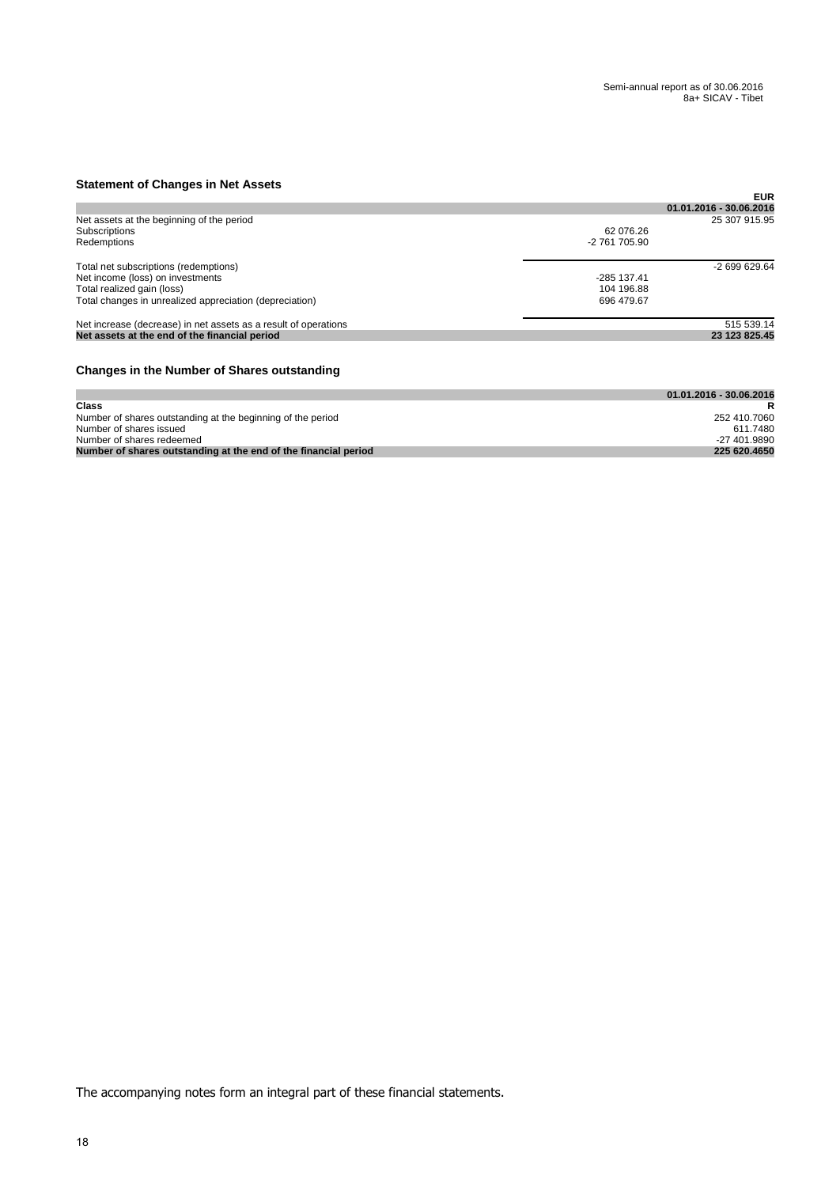## Statement of Changes in Net Assets

| | | EUR |
|---|---|---|
| | | 01.01.2016 - 30.06.2016 |
| Net assets at the beginning of the period | | 25 307 915.95 |
| Subscriptions | 62 076.26 | |
| Redemptions | -2 761 705.90 | |
| Total net subscriptions (redemptions) | | -2 699 629.64 |
| Net income (loss) on investments | -285 137.41 | |
| Total realized gain (loss) | 104 196.88 | |
| Total changes in unrealized appreciation (depreciation) | 696 479.67 | |
| Net increase (decrease) in net assets as a result of operations | | 515 539.14 |
| **Net assets at the end of the financial period** | | **23 123 825.45** |

## Changes in the Number of Shares outstanding

| | 01.01.2016 - 30.06.2016 |
|---|---|
| **Class** | **R** |
| Number of shares outstanding at the beginning of the period | 252 410.7060 |
| Number of shares issued | 611.7480 |
| Number of shares redeemed | -27 401.9890 |
| **Number of shares outstanding at the end of the financial period** | **225 620.4650** |

The accompanying notes form an integral part of these financial statements.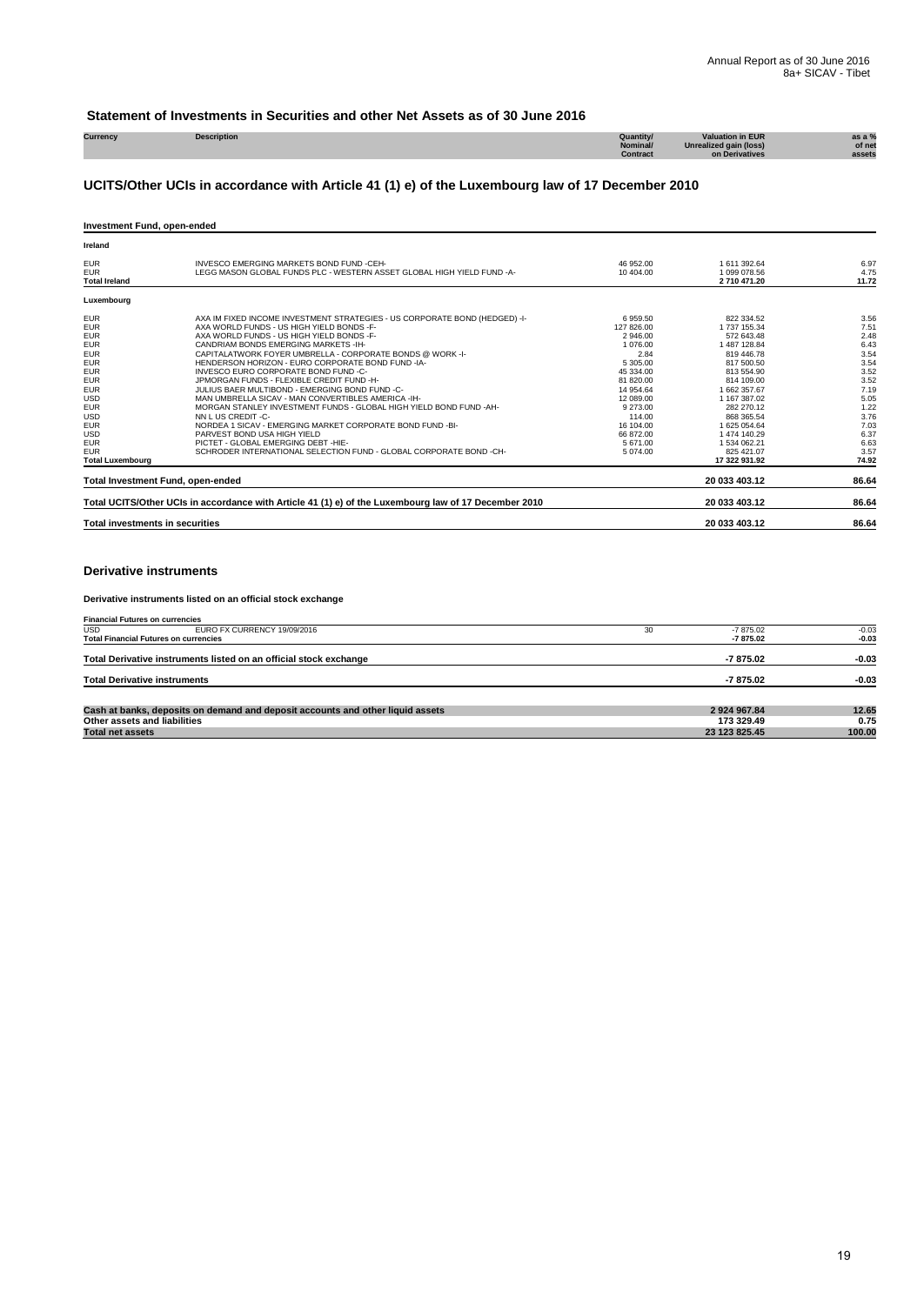## Statement of Investments in Securities and other Net Assets as of 30 June 2016

| Currency | Description | Quantity/ Nominal/ Contract | Valuation in EUR Unrealized gain (loss) on Derivatives | as a % of net assets |
|---|---|---|---|---|

### UCITS/Other UCIs in accordance with Article 41 (1) e) of the Luxembourg law of 17 December 2010

**Investment Fund, open-ended**

| Currency | Description | Quantity/ Nominal/ Contract | Valuation in EUR | as a % of net assets |
|---|---|---|---|---|
| **Ireland** | | | | |
| EUR | INVESCO EMERGING MARKETS BOND FUND -CEH- | 46 952.00 | 1 611 392.64 | 6.97 |
| EUR | LEGG MASON GLOBAL FUNDS PLC - WESTERN ASSET GLOBAL HIGH YIELD FUND -A- | 10 404.00 | 1 099 078.56 | 4.75 |
| **Total Ireland** | | | **2 710 471.20** | **11.72** |
| **Luxembourg** | | | | |
| EUR | AXA IM FIXED INCOME INVESTMENT STRATEGIES - US CORPORATE BOND (HEDGED) -I- | 6 959.50 | 822 334.52 | 3.56 |
| EUR | AXA WORLD FUNDS - US HIGH YIELD BONDS -F- | 127 826.00 | 1 737 155.34 | 7.51 |
| EUR | AXA WORLD FUNDS - US HIGH YIELD BONDS -F- | 2 946.00 | 572 643.48 | 2.48 |
| EUR | CANDRIAM BONDS EMERGING MARKETS -IH- | 1 076.00 | 1 487 128.84 | 6.43 |
| EUR | CAPITALATWORK FOYER UMBRELLA - CORPORATE BONDS @ WORK -I- | 2.84 | 819 446.78 | 3.54 |
| EUR | HENDERSON HORIZON - EURO CORPORATE BOND FUND -IA- | 5 305.00 | 817 500.50 | 3.54 |
| EUR | INVESCO EURO CORPORATE BOND FUND -C- | 45 334.00 | 813 554.90 | 3.52 |
| EUR | JPMORGAN FUNDS - FLEXIBLE CREDIT FUND -H- | 81 820.00 | 814 109.00 | 3.52 |
| EUR | JULIUS BAER MULTIBOND - EMERGING BOND FUND -C- | 14 954.64 | 1 662 357.67 | 7.19 |
| USD | MAN UMBRELLA SICAV - MAN CONVERTIBLES AMERICA -IH- | 12 089.00 | 1 167 387.02 | 5.05 |
| EUR | MORGAN STANLEY INVESTMENT FUNDS - GLOBAL HIGH YIELD BOND FUND -AH- | 9 273.00 | 282 270.12 | 1.22 |
| USD | NN L US CREDIT -C- | 114.00 | 868 365.54 | 3.76 |
| EUR | NORDEA 1 SICAV - EMERGING MARKET CORPORATE BOND FUND -BI- | 16 104.00 | 1 625 054.64 | 7.03 |
| USD | PARVEST BOND USA HIGH YIELD | 66 872.00 | 1 474 140.29 | 6.37 |
| EUR | PICTET - GLOBAL EMERGING DEBT -HIE- | 5 671.00 | 1 534 062.21 | 6.63 |
| EUR | SCHRODER INTERNATIONAL SELECTION FUND - GLOBAL CORPORATE BOND -CH- | 5 074.00 | 825 421.07 | 3.57 |
| **Total Luxembourg** | | | **17 322 931.92** | **74.92** |
| **Total Investment Fund, open-ended** | | | **20 033 403.12** | **86.64** |
| **Total UCITS/Other UCIs in accordance with Article 41 (1) e) of the Luxembourg law of 17 December 2010** | | | **20 033 403.12** | **86.64** |
| **Total investments in securities** | | | **20 033 403.12** | **86.64** |

### Derivative instruments

**Derivative instruments listed on an official stock exchange**

| Currency | Description | Quantity/ Nominal/ Contract | Unrealized gain (loss) on Derivatives | as a % of net assets |
|---|---|---|---|---|
| **Financial Futures on currencies** | | | | |
| USD | EURO FX CURRENCY 19/09/2016 | 30 | -7 875.02 | -0.03 |
| **Total Financial Futures on currencies** | | | **-7 875.02** | **-0.03** |
| **Total Derivative instruments listed on an official stock exchange** | | | **-7 875.02** | **-0.03** |
| **Total Derivative instruments** | | | **-7 875.02** | **-0.03** |

| | | as a % of net assets |
|---|---|---|
| **Cash at banks, deposits on demand and deposit accounts and other liquid assets** | **2 924 967.84** | **12.65** |
| **Other assets and liabilities** | **173 329.49** | **0.75** |
| **Total net assets** | **23 123 825.45** | **100.00** |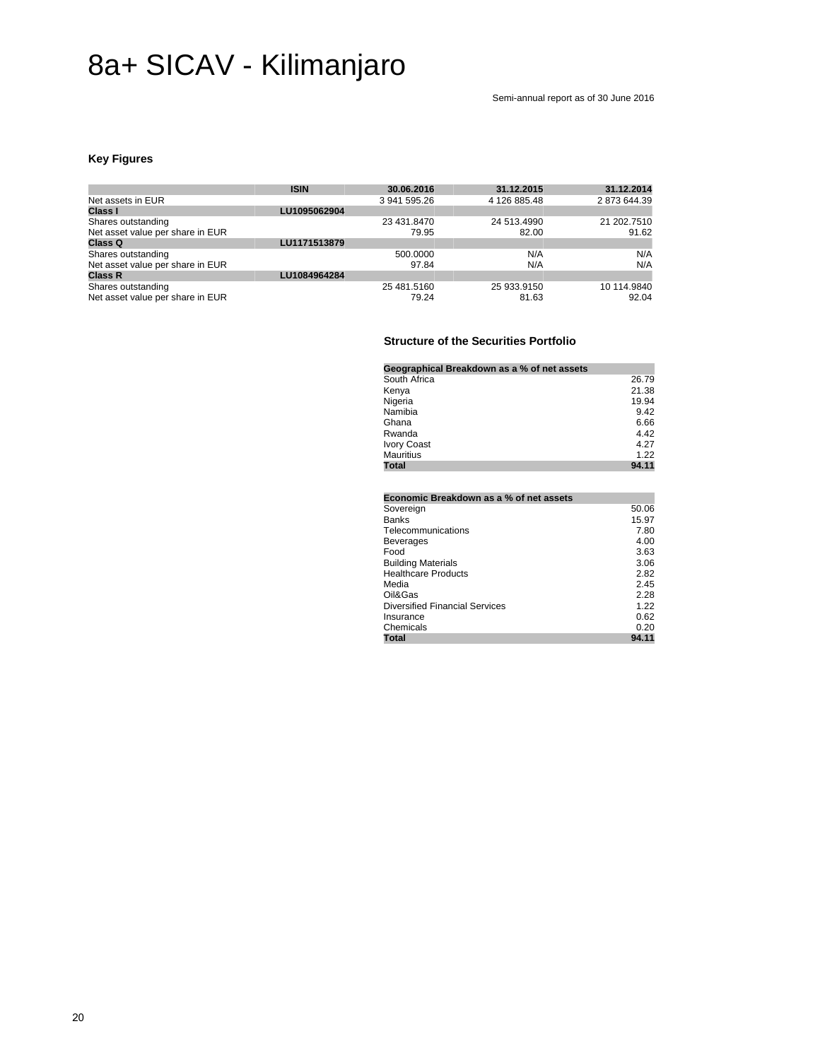# 8a+ SICAV - Kilimanjaro

Semi-annual report as of 30 June 2016

### Key Figures

| | ISIN | 30.06.2016 | 31.12.2015 | 31.12.2014 |
|---|---|---|---|---|
| Net assets in EUR | | 3 941 595.26 | 4 126 885.48 | 2 873 644.39 |
| **Class I** | **LU1095062904** | | | |
| Shares outstanding | | 23 431.8470 | 24 513.4990 | 21 202.7510 |
| Net asset value per share in EUR | | 79.95 | 82.00 | 91.62 |
| **Class Q** | **LU1171513879** | | | |
| Shares outstanding | | 500.0000 | N/A | N/A |
| Net asset value per share in EUR | | 97.84 | N/A | N/A |
| **Class R** | **LU1084964284** | | | |
| Shares outstanding | | 25 481.5160 | 25 933.9150 | 10 114.9840 |
| Net asset value per share in EUR | | 79.24 | 81.63 | 92.04 |

### Structure of the Securities Portfolio

| Geographical Breakdown as a % of net assets | |
|---|---|
| South Africa | 26.79 |
| Kenya | 21.38 |
| Nigeria | 19.94 |
| Namibia | 9.42 |
| Ghana | 6.66 |
| Rwanda | 4.42 |
| Ivory Coast | 4.27 |
| Mauritius | 1.22 |
| **Total** | **94.11** |

| Economic Breakdown as a % of net assets | |
|---|---|
| Sovereign | 50.06 |
| Banks | 15.97 |
| Telecommunications | 7.80 |
| Beverages | 4.00 |
| Food | 3.63 |
| Building Materials | 3.06 |
| Healthcare Products | 2.82 |
| Media | 2.45 |
| Oil&Gas | 2.28 |
| Diversified Financial Services | 1.22 |
| Insurance | 0.62 |
| Chemicals | 0.20 |
| **Total** | **94.11** |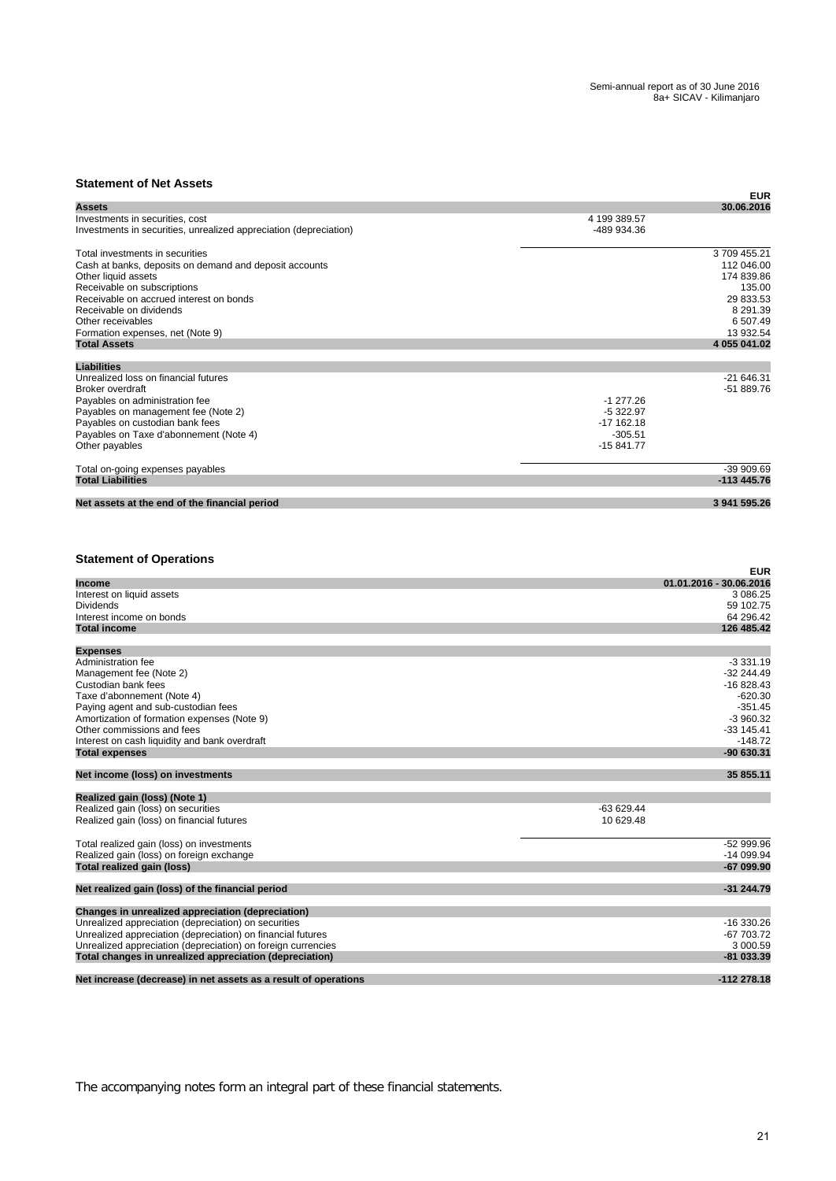## Statement of Net Assets

| | | EUR |
|---|---|---|
| **Assets** | | **30.06.2016** |
| Investments in securities, cost | 4 199 389.57 | |
| Investments in securities, unrealized appreciation (depreciation) | -489 934.36 | |
| Total investments in securities | | 3 709 455.21 |
| Cash at banks, deposits on demand and deposit accounts | | 112 046.00 |
| Other liquid assets | | 174 839.86 |
| Receivable on subscriptions | | 135.00 |
| Receivable on accrued interest on bonds | | 29 833.53 |
| Receivable on dividends | | 8 291.39 |
| Other receivables | | 6 507.49 |
| Formation expenses, net (Note 9) | | 13 932.54 |
| **Total Assets** | | **4 055 041.02** |
| **Liabilities** | | |
| Unrealized loss on financial futures | | -21 646.31 |
| Broker overdraft | | -51 889.76 |
| Payables on administration fee | -1 277.26 | |
| Payables on management fee (Note 2) | -5 322.97 | |
| Payables on custodian bank fees | -17 162.18 | |
| Payables on Taxe d'abonnement (Note 4) | -305.51 | |
| Other payables | -15 841.77 | |
| Total on-going expenses payables | | -39 909.69 |
| **Total Liabilities** | | **-113 445.76** |
| **Net assets at the end of the financial period** | | **3 941 595.26** |

## Statement of Operations

| | | EUR |
|---|---|---|
| **Income** | | **01.01.2016 - 30.06.2016** |
| Interest on liquid assets | | 3 086.25 |
| Dividends | | 59 102.75 |
| Interest income on bonds | | 64 296.42 |
| **Total income** | | **126 485.42** |
| **Expenses** | | |
| Administration fee | | -3 331.19 |
| Management fee (Note 2) | | -32 244.49 |
| Custodian bank fees | | -16 828.43 |
| Taxe d'abonnement (Note 4) | | -620.30 |
| Paying agent and sub-custodian fees | | -351.45 |
| Amortization of formation expenses (Note 9) | | -3 960.32 |
| Other commissions and fees | | -33 145.41 |
| Interest on cash liquidity and bank overdraft | | -148.72 |
| **Total expenses** | | **-90 630.31** |
| **Net income (loss) on investments** | | **35 855.11** |
| **Realized gain (loss) (Note 1)** | | |
| Realized gain (loss) on securities | -63 629.44 | |
| Realized gain (loss) on financial futures | 10 629.48 | |
| Total realized gain (loss) on investments | | -52 999.96 |
| Realized gain (loss) on foreign exchange | | -14 099.94 |
| **Total realized gain (loss)** | | **-67 099.90** |
| **Net realized gain (loss) of the financial period** | | **-31 244.79** |
| **Changes in unrealized appreciation (depreciation)** | | |
| Unrealized appreciation (depreciation) on securities | | -16 330.26 |
| Unrealized appreciation (depreciation) on financial futures | | -67 703.72 |
| Unrealized appreciation (depreciation) on foreign currencies | | 3 000.59 |
| **Total changes in unrealized appreciation (depreciation)** | | **-81 033.39** |
| **Net increase (decrease) in net assets as a result of operations** | | **-112 278.18** |

The accompanying notes form an integral part of these financial statements.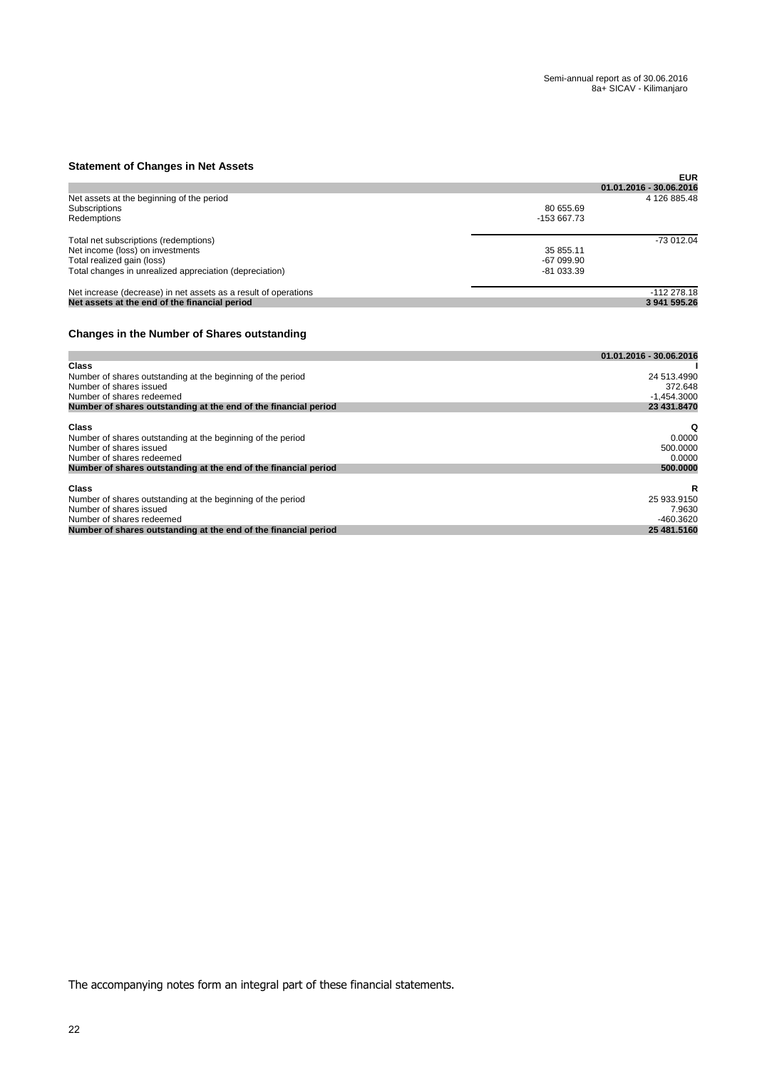## Statement of Changes in Net Assets

| | | EUR |
|---|---|---|
| | | 01.01.2016 - 30.06.2016 |
| Net assets at the beginning of the period | | 4 126 885.48 |
| Subscriptions | 80 655.69 | |
| Redemptions | -153 667.73 | |
| Total net subscriptions (redemptions) | | -73 012.04 |
| Net income (loss) on investments | 35 855.11 | |
| Total realized gain (loss) | -67 099.90 | |
| Total changes in unrealized appreciation (depreciation) | -81 033.39 | |
| Net increase (decrease) in net assets as a result of operations | | -112 278.18 |
| **Net assets at the end of the financial period** | | **3 941 595.26** |

## Changes in the Number of Shares outstanding

| | 01.01.2016 - 30.06.2016 |
|---|---|
| **Class** | **I** |
| Number of shares outstanding at the beginning of the period | 24 513.4990 |
| Number of shares issued | 372.648 |
| Number of shares redeemed | -1,454.3000 |
| **Number of shares outstanding at the end of the financial period** | **23 431.8470** |
| | |
| **Class** | **Q** |
| Number of shares outstanding at the beginning of the period | 0.0000 |
| Number of shares issued | 500.0000 |
| Number of shares redeemed | 0.0000 |
| **Number of shares outstanding at the end of the financial period** | **500.0000** |
| | |
| **Class** | **R** |
| Number of shares outstanding at the beginning of the period | 25 933.9150 |
| Number of shares issued | 7.9630 |
| Number of shares redeemed | -460.3620 |
| **Number of shares outstanding at the end of the financial period** | **25 481.5160** |

The accompanying notes form an integral part of these financial statements.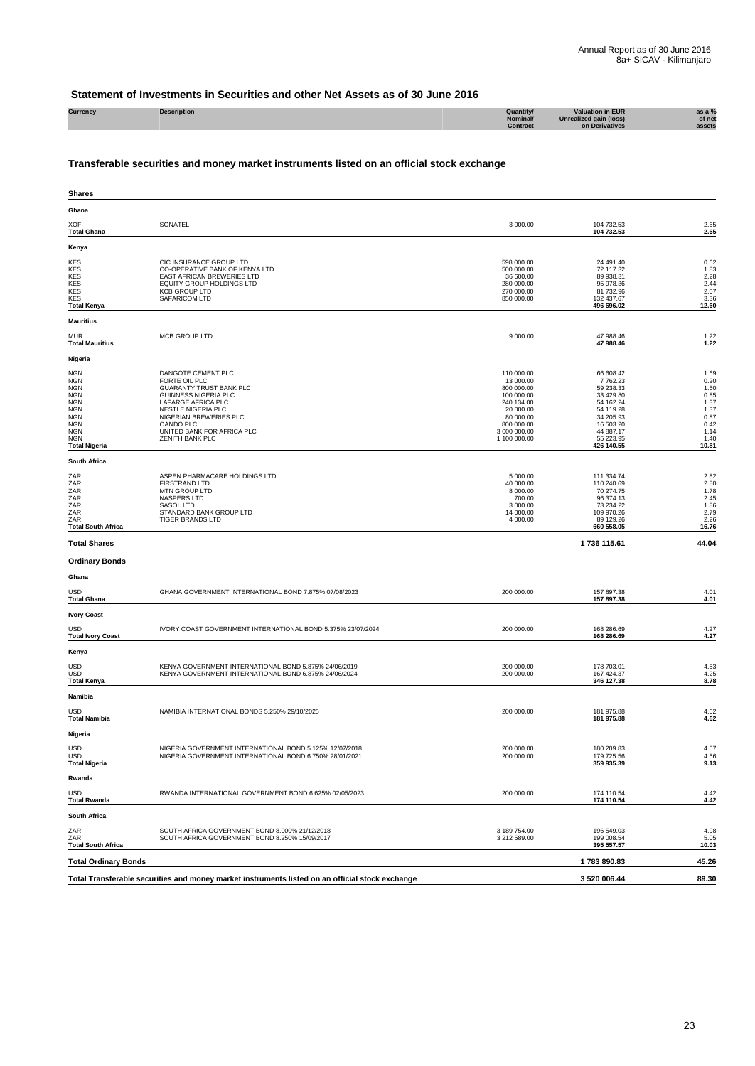## Statement of Investments in Securities and other Net Assets as of 30 June 2016

### Transferable securities and money market instruments listed on an official stock exchange

| Currency | Description | Quantity/ Nominal/ Contract | Valuation in EUR Unrealized gain (loss) on Derivatives | as a % of net assets |
|---|---|---|---|---|
| **Shares** | | | | |
| **Ghana** | | | | |
| XOF | SONATEL | 3 000.00 | 104 732.53 | 2.65 |
| **Total Ghana** | | | **104 732.53** | **2.65** |
| **Kenya** | | | | |
| KES | CIC INSURANCE GROUP LTD | 598 000.00 | 24 491.40 | 0.62 |
| KES | CO-OPERATIVE BANK OF KENYA LTD | 500 000.00 | 72 117.32 | 1.83 |
| KES | EAST AFRICAN BREWERIES LTD | 36 600.00 | 89 938.31 | 2.28 |
| KES | EQUITY GROUP HOLDINGS LTD | 280 000.00 | 95 978.36 | 2.44 |
| KES | KCB GROUP LTD | 270 000.00 | 81 732.96 | 2.07 |
| KES | SAFARICOM LTD | 850 000.00 | 132 437.67 | 3.36 |
| **Total Kenya** | | | **496 696.02** | **12.60** |
| **Mauritius** | | | | |
| MUR | MCB GROUP LTD | 9 000.00 | 47 988.46 | 1.22 |
| **Total Mauritius** | | | **47 988.46** | **1.22** |
| **Nigeria** | | | | |
| NGN | DANGOTE CEMENT PLC | 110 000.00 | 66 608.42 | 1.69 |
| NGN | FORTE OIL PLC | 13 000.00 | 7 762.23 | 0.20 |
| NGN | GUARANTY TRUST BANK PLC | 800 000.00 | 59 238.33 | 1.50 |
| NGN | GUINNESS NIGERIA PLC | 100 000.00 | 33 429.80 | 0.85 |
| NGN | LAFARGE AFRICA PLC | 240 134.00 | 54 162.24 | 1.37 |
| NGN | NESTLE NIGERIA PLC | 20 000.00 | 54 119.28 | 1.37 |
| NGN | NIGERIAN BREWERIES PLC | 80 000.00 | 34 205.93 | 0.87 |
| NGN | OANDO PLC | 800 000.00 | 16 503.20 | 0.42 |
| NGN | UNITED BANK FOR AFRICA PLC | 3 000 000.00 | 44 887.17 | 1.14 |
| NGN | ZENITH BANK PLC | 1 100 000.00 | 55 223.95 | 1.40 |
| **Total Nigeria** | | | **426 140.55** | **10.81** |
| **South Africa** | | | | |
| ZAR | ASPEN PHARMACARE HOLDINGS LTD | 5 000.00 | 111 334.74 | 2.82 |
| ZAR | FIRSTRAND LTD | 40 000.00 | 110 240.69 | 2.80 |
| ZAR | MTN GROUP LTD | 8 000.00 | 70 274.75 | 1.78 |
| ZAR | NASPERS LTD | 700.00 | 96 374.13 | 2.45 |
| ZAR | SASOL LTD | 3 000.00 | 73 234.22 | 1.86 |
| ZAR | STANDARD BANK GROUP LTD | 14 000.00 | 109 970.26 | 2.79 |
| ZAR | TIGER BRANDS LTD | 4 000.00 | 89 129.26 | 2.26 |
| **Total South Africa** | | | **660 558.05** | **16.76** |
| **Total Shares** | | | **1 736 115.61** | **44.04** |
| **Ordinary Bonds** | | | | |
| **Ghana** | | | | |
| USD | GHANA GOVERNMENT INTERNATIONAL BOND 7.875% 07/08/2023 | 200 000.00 | 157 897.38 | 4.01 |
| **Total Ghana** | | | **157 897.38** | **4.01** |
| **Ivory Coast** | | | | |
| USD | IVORY COAST GOVERNMENT INTERNATIONAL BOND 5.375% 23/07/2024 | 200 000.00 | 168 286.69 | 4.27 |
| **Total Ivory Coast** | | | **168 286.69** | **4.27** |
| **Kenya** | | | | |
| USD | KENYA GOVERNMENT INTERNATIONAL BOND 5.875% 24/06/2019 | 200 000.00 | 178 703.01 | 4.53 |
| USD | KENYA GOVERNMENT INTERNATIONAL BOND 6.875% 24/06/2024 | 200 000.00 | 167 424.37 | 4.25 |
| **Total Kenya** | | | **346 127.38** | **8.78** |
| **Namibia** | | | | |
| USD | NAMIBIA INTERNATIONAL BONDS 5.250% 29/10/2025 | 200 000.00 | 181 975.88 | 4.62 |
| **Total Namibia** | | | **181 975.88** | **4.62** |
| **Nigeria** | | | | |
| USD | NIGERIA GOVERNMENT INTERNATIONAL BOND 5.125% 12/07/2018 | 200 000.00 | 180 209.83 | 4.57 |
| USD | NIGERIA GOVERNMENT INTERNATIONAL BOND 6.750% 28/01/2021 | 200 000.00 | 179 725.56 | 4.56 |
| **Total Nigeria** | | | **359 935.39** | **9.13** |
| **Rwanda** | | | | |
| USD | RWANDA INTERNATIONAL GOVERNMENT BOND 6.625% 02/05/2023 | 200 000.00 | 174 110.54 | 4.42 |
| **Total Rwanda** | | | **174 110.54** | **4.42** |
| **South Africa** | | | | |
| ZAR | SOUTH AFRICA GOVERNMENT BOND 8.000% 21/12/2018 | 3 189 754.00 | 196 549.03 | 4.98 |
| ZAR | SOUTH AFRICA GOVERNMENT BOND 8.250% 15/09/2017 | 3 212 589.00 | 199 008.54 | 5.05 |
| **Total South Africa** | | | **395 557.57** | **10.03** |
| **Total Ordinary Bonds** | | | **1 783 890.83** | **45.26** |
| **Total Transferable securities and money market instruments listed on an official stock exchange** | | | **3 520 006.44** | **89.30** |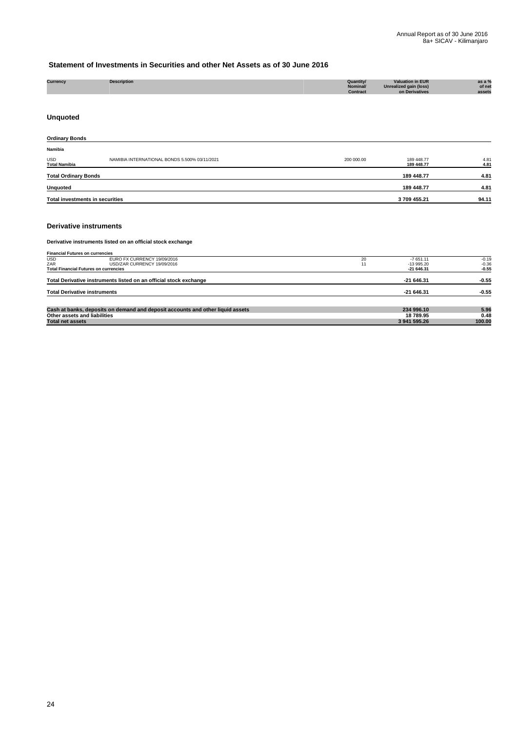## Statement of Investments in Securities and other Net Assets as of 30 June 2016

| Currency | Description | Quantity/ Nominal/ Contract | Valuation in EUR Unrealized gain (loss) on Derivatives | as a % of net assets |
|---|---|---|---|---|
| **Unquoted** | | | | |
| **Ordinary Bonds** | | | | |
| **Namibia** | | | | |
| USD | NAMIBIA INTERNATIONAL BONDS 5.500% 03/11/2021 | 200 000.00 | 189 448.77 | 4.81 |
| **Total Namibia** | | | **189 448.77** | **4.81** |
| **Total Ordinary Bonds** | | | **189 448.77** | **4.81** |
| **Unquoted** | | | **189 448.77** | **4.81** |
| **Total investments in securities** | | | **3 709 455.21** | **94.11** |
| **Derivative instruments** | | | | |
| **Derivative instruments listed on an official stock exchange** | | | | |
| **Financial Futures on currencies** | | | | |
| USD | EURO FX CURRENCY 19/09/2016 | 20 | -7 651.11 | -0.19 |
| ZAR | USD/ZAR CURRENCY 19/09/2016 | 11 | -13 995.20 | -0.36 |
| **Total Financial Futures on currencies** | | | **-21 646.31** | **-0.55** |
| **Total Derivative instruments listed on an official stock exchange** | | | **-21 646.31** | **-0.55** |
| **Total Derivative instruments** | | | **-21 646.31** | **-0.55** |
| **Cash at banks, deposits on demand and deposit accounts and other liquid assets** | | | **234 996.10** | **5.96** |
| **Other assets and liabilities** | | | **18 789.95** | **0.48** |
| **Total net assets** | | | **3 941 595.26** | **100.00** |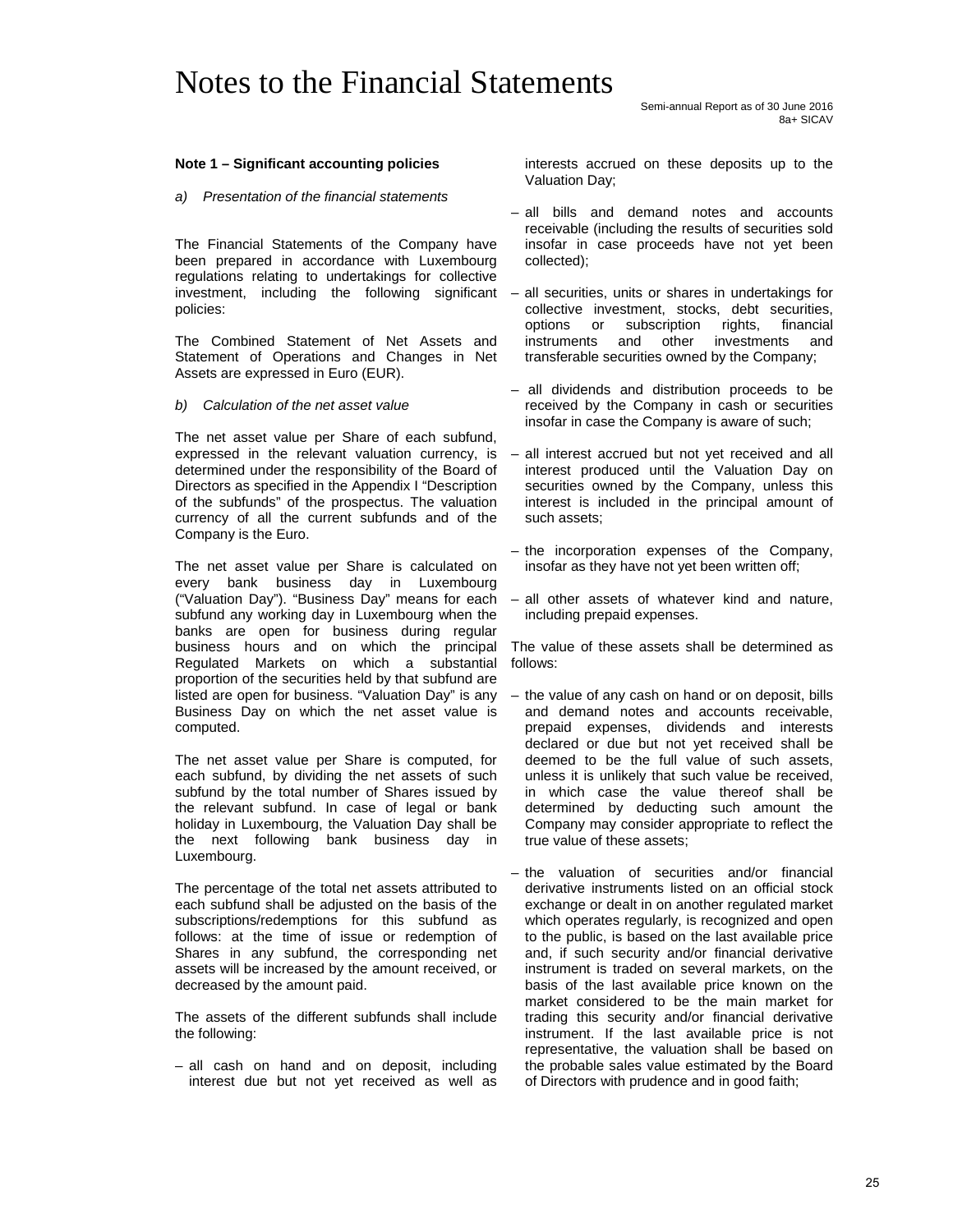# Notes to the Financial Statements

### Note 1 – Significant accounting policies

*a) Presentation of the financial statements*

The Financial Statements of the Company have been prepared in accordance with Luxembourg regulations relating to undertakings for collective investment, including the following significant policies:

The Combined Statement of Net Assets and Statement of Operations and Changes in Net Assets are expressed in Euro (EUR).

*b) Calculation of the net asset value*

The net asset value per Share of each subfund, expressed in the relevant valuation currency, is determined under the responsibility of the Board of Directors as specified in the Appendix I "Description of the subfunds" of the prospectus. The valuation currency of all the current subfunds and of the Company is the Euro.

The net asset value per Share is calculated on every bank business day in Luxembourg ("Valuation Day"). "Business Day" means for each subfund any working day in Luxembourg when the banks are open for business during regular business hours and on which the principal Regulated Markets on which a substantial proportion of the securities held by that subfund are listed are open for business. "Valuation Day" is any Business Day on which the net asset value is computed.

The net asset value per Share is computed, for each subfund, by dividing the net assets of such subfund by the total number of Shares issued by the relevant subfund. In case of legal or bank holiday in Luxembourg, the Valuation Day shall be the next following bank business day in Luxembourg.

The percentage of the total net assets attributed to each subfund shall be adjusted on the basis of the subscriptions/redemptions for this subfund as follows: at the time of issue or redemption of Shares in any subfund, the corresponding net assets will be increased by the amount received, or decreased by the amount paid.

The assets of the different subfunds shall include the following:

– all cash on hand and on deposit, including interest due but not yet received as well as interests accrued on these deposits up to the Valuation Day;

– all bills and demand notes and accounts receivable (including the results of securities sold insofar in case proceeds have not yet been collected);

– all securities, units or shares in undertakings for collective investment, stocks, debt securities, options or subscription rights, financial instruments and other investments and transferable securities owned by the Company;

– all dividends and distribution proceeds to be received by the Company in cash or securities insofar in case the Company is aware of such;

– all interest accrued but not yet received and all interest produced until the Valuation Day on securities owned by the Company, unless this interest is included in the principal amount of such assets;

– the incorporation expenses of the Company, insofar as they have not yet been written off;

– all other assets of whatever kind and nature, including prepaid expenses.

The value of these assets shall be determined as follows:

– the value of any cash on hand or on deposit, bills and demand notes and accounts receivable, prepaid expenses, dividends and interests declared or due but not yet received shall be deemed to be the full value of such assets, unless it is unlikely that such value be received, in which case the value thereof shall be determined by deducting such amount the Company may consider appropriate to reflect the true value of these assets;

– the valuation of securities and/or financial derivative instruments listed on an official stock exchange or dealt in on another regulated market which operates regularly, is recognized and open to the public, is based on the last available price and, if such security and/or financial derivative instrument is traded on several markets, on the basis of the last available price known on the market considered to be the main market for trading this security and/or financial derivative instrument. If the last available price is not representative, the valuation shall be based on the probable sales value estimated by the Board of Directors with prudence and in good faith;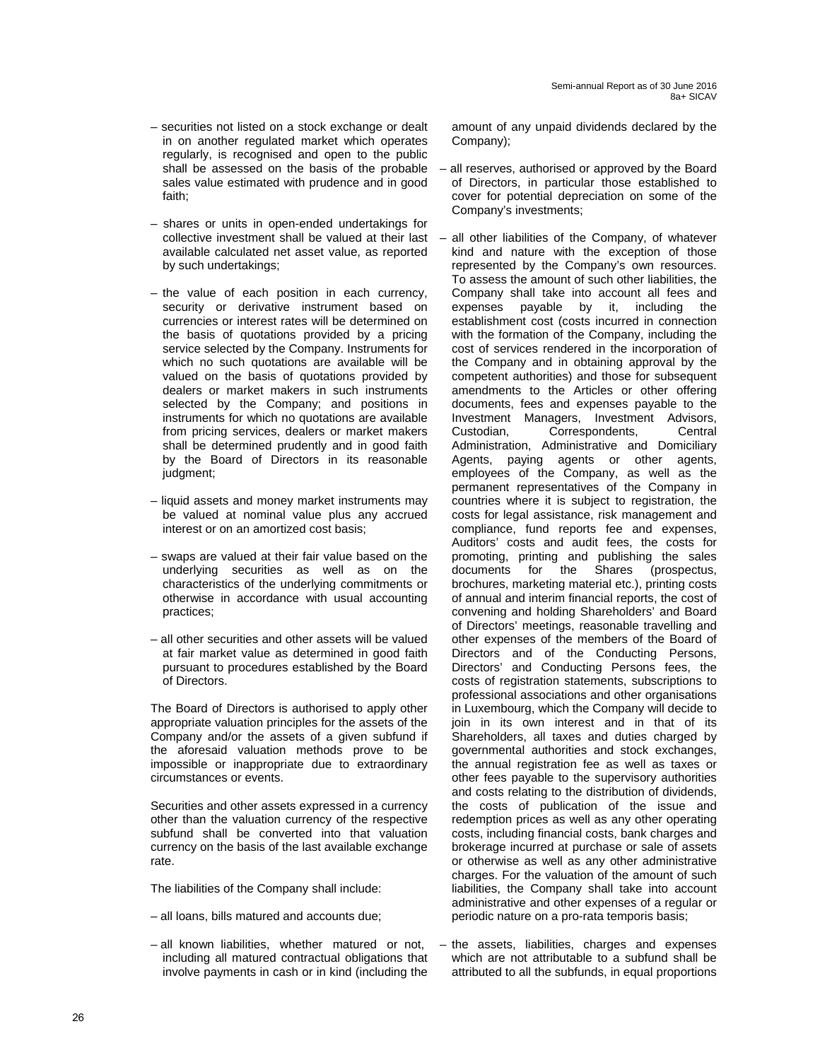- securities not listed on a stock exchange or dealt in on another regulated market which operates regularly, is recognised and open to the public shall be assessed on the basis of the probable sales value estimated with prudence and in good faith;

- shares or units in open-ended undertakings for collective investment shall be valued at their last available calculated net asset value, as reported by such undertakings;

- the value of each position in each currency, security or derivative instrument based on currencies or interest rates will be determined on the basis of quotations provided by a pricing service selected by the Company. Instruments for which no such quotations are available will be valued on the basis of quotations provided by dealers or market makers in such instruments selected by the Company; and positions in instruments for which no quotations are available from pricing services, dealers or market makers shall be determined prudently and in good faith by the Board of Directors in its reasonable judgment;

- liquid assets and money market instruments may be valued at nominal value plus any accrued interest or on an amortized cost basis;

- swaps are valued at their fair value based on the underlying securities as well as on the characteristics of the underlying commitments or otherwise in accordance with usual accounting practices;

- all other securities and other assets will be valued at fair market value as determined in good faith pursuant to procedures established by the Board of Directors.

The Board of Directors is authorised to apply other appropriate valuation principles for the assets of the Company and/or the assets of a given subfund if the aforesaid valuation methods prove to be impossible or inappropriate due to extraordinary circumstances or events.

Securities and other assets expressed in a currency other than the valuation currency of the respective subfund shall be converted into that valuation currency on the basis of the last available exchange rate.

The liabilities of the Company shall include:

- all loans, bills matured and accounts due;

- all known liabilities, whether matured or not, including all matured contractual obligations that involve payments in cash or in kind (including the amount of any unpaid dividends declared by the Company);

- all reserves, authorised or approved by the Board of Directors, in particular those established to cover for potential depreciation on some of the Company's investments;

- all other liabilities of the Company, of whatever kind and nature with the exception of those represented by the Company's own resources. To assess the amount of such other liabilities, the Company shall take into account all fees and expenses payable by it, including the establishment cost (costs incurred in connection with the formation of the Company, including the cost of services rendered in the incorporation of the Company and in obtaining approval by the competent authorities) and those for subsequent amendments to the Articles or other offering documents, fees and expenses payable to the Investment Managers, Investment Advisors, Custodian, Correspondents, Central Administration, Administrative and Domiciliary Agents, paying agents or other agents, employees of the Company, as well as the permanent representatives of the Company in countries where it is subject to registration, the costs for legal assistance, risk management and compliance, fund reports fee and expenses, Auditors' costs and audit fees, the costs for promoting, printing and publishing the sales documents for the Shares (prospectus, brochures, marketing material etc.), printing costs of annual and interim financial reports, the cost of convening and holding Shareholders' and Board of Directors' meetings, reasonable travelling and other expenses of the members of the Board of Directors and of the Conducting Persons, Directors' and Conducting Persons fees, the costs of registration statements, subscriptions to professional associations and other organisations in Luxembourg, which the Company will decide to join in its own interest and in that of its Shareholders, all taxes and duties charged by governmental authorities and stock exchanges, the annual registration fee as well as taxes or other fees payable to the supervisory authorities and costs relating to the distribution of dividends, the costs of publication of the issue and redemption prices as well as any other operating costs, including financial costs, bank charges and brokerage incurred at purchase or sale of assets or otherwise as well as any other administrative charges. For the valuation of the amount of such liabilities, the Company shall take into account administrative and other expenses of a regular or periodic nature on a pro-rata temporis basis;

- the assets, liabilities, charges and expenses which are not attributable to a subfund shall be attributed to all the subfunds, in equal proportions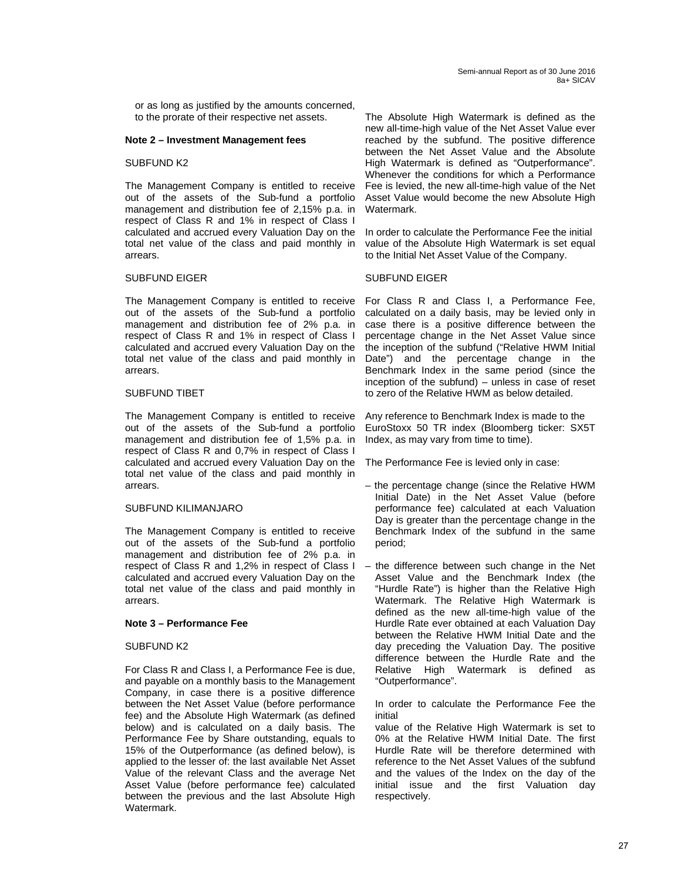or as long as justified by the amounts concerned, to the prorate of their respective net assets.

**Note 2 – Investment Management fees**

SUBFUND K2

The Management Company is entitled to receive out of the assets of the Sub-fund a portfolio management and distribution fee of 2,15% p.a. in respect of Class R and 1% in respect of Class I calculated and accrued every Valuation Day on the total net value of the class and paid monthly in arrears.

SUBFUND EIGER

The Management Company is entitled to receive out of the assets of the Sub-fund a portfolio management and distribution fee of 2% p.a. in respect of Class R and 1% in respect of Class I calculated and accrued every Valuation Day on the total net value of the class and paid monthly in arrears.

SUBFUND TIBET

The Management Company is entitled to receive out of the assets of the Sub-fund a portfolio management and distribution fee of 1,5% p.a. in respect of Class R and 0,7% in respect of Class I calculated and accrued every Valuation Day on the total net value of the class and paid monthly in arrears.

SUBFUND KILIMANJARO

The Management Company is entitled to receive out of the assets of the Sub-fund a portfolio management and distribution fee of 2% p.a. in respect of Class R and 1,2% in respect of Class I calculated and accrued every Valuation Day on the total net value of the class and paid monthly in arrears.

**Note 3 – Performance Fee**

SUBFUND K2

For Class R and Class I, a Performance Fee is due, and payable on a monthly basis to the Management Company, in case there is a positive difference between the Net Asset Value (before performance fee) and the Absolute High Watermark (as defined below) and is calculated on a daily basis. The Performance Fee by Share outstanding, equals to 15% of the Outperformance (as defined below), is applied to the lesser of: the last available Net Asset Value of the relevant Class and the average Net Asset Value (before performance fee) calculated between the previous and the last Absolute High Watermark.

The Absolute High Watermark is defined as the new all-time-high value of the Net Asset Value ever reached by the subfund. The positive difference between the Net Asset Value and the Absolute High Watermark is defined as "Outperformance". Whenever the conditions for which a Performance Fee is levied, the new all-time-high value of the Net Asset Value would become the new Absolute High Watermark.

In order to calculate the Performance Fee the initial value of the Absolute High Watermark is set equal to the Initial Net Asset Value of the Company.

SUBFUND EIGER

For Class R and Class I, a Performance Fee, calculated on a daily basis, may be levied only in case there is a positive difference between the percentage change in the Net Asset Value since the inception of the subfund ("Relative HWM Initial Date") and the percentage change in the Benchmark Index in the same period (since the inception of the subfund) – unless in case of reset to zero of the Relative HWM as below detailed.

Any reference to Benchmark Index is made to the EuroStoxx 50 TR index (Bloomberg ticker: SX5T Index, as may vary from time to time).

The Performance Fee is levied only in case:

- the percentage change (since the Relative HWM Initial Date) in the Net Asset Value (before performance fee) calculated at each Valuation Day is greater than the percentage change in the Benchmark Index of the subfund in the same period;
- the difference between such change in the Net Asset Value and the Benchmark Index (the "Hurdle Rate") is higher than the Relative High Watermark. The Relative High Watermark is defined as the new all-time-high value of the Hurdle Rate ever obtained at each Valuation Day between the Relative HWM Initial Date and the day preceding the Valuation Day. The positive difference between the Hurdle Rate and the Relative High Watermark is defined as "Outperformance".

  In order to calculate the Performance Fee the initial
  value of the Relative High Watermark is set to 0% at the Relative HWM Initial Date. The first Hurdle Rate will be therefore determined with reference to the Net Asset Values of the subfund and the values of the Index on the day of the initial issue and the first Valuation day respectively.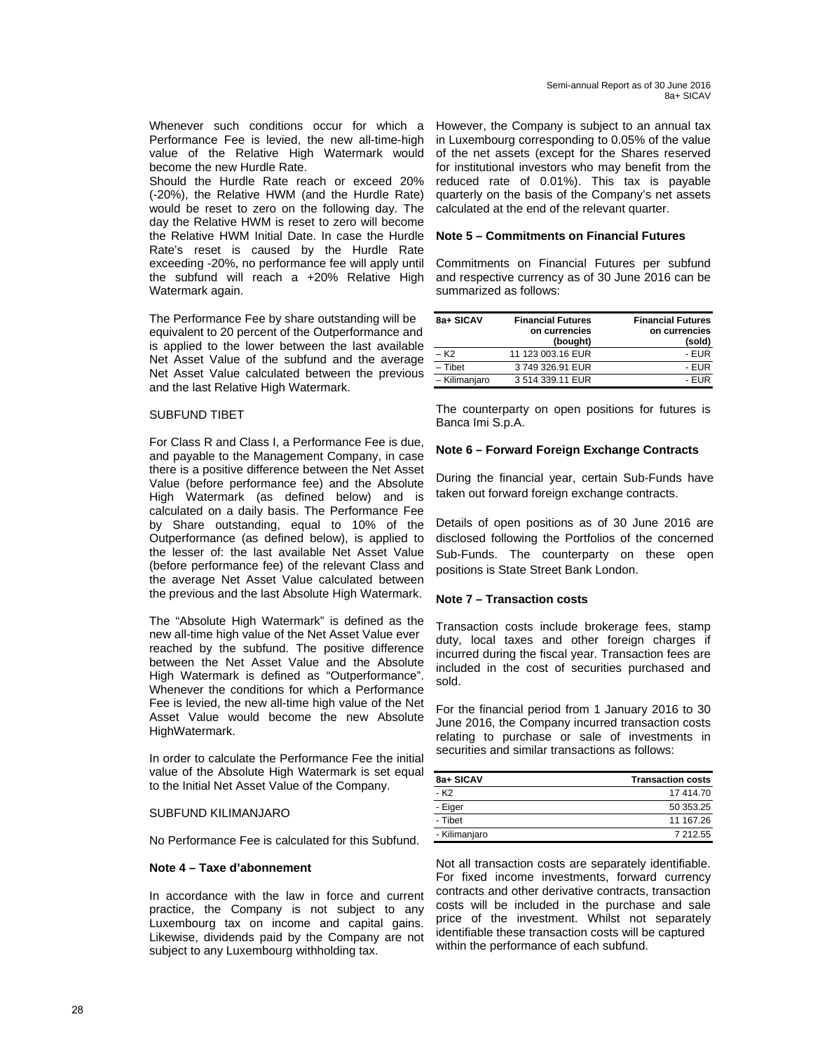Whenever such conditions occur for which a Performance Fee is levied, the new all-time-high value of the Relative High Watermark would become the new Hurdle Rate.

Should the Hurdle Rate reach or exceed 20% (-20%), the Relative HWM (and the Hurdle Rate) would be reset to zero on the following day. The day the Relative HWM is reset to zero will become the Relative HWM Initial Date. In case the Hurdle Rate's reset is caused by the Hurdle Rate exceeding -20%, no performance fee will apply until the subfund will reach a +20% Relative High Watermark again.

The Performance Fee by share outstanding will be equivalent to 20 percent of the Outperformance and is applied to the lower between the last available Net Asset Value of the subfund and the average Net Asset Value calculated between the previous and the last Relative High Watermark.

SUBFUND TIBET

For Class R and Class I, a Performance Fee is due, and payable to the Management Company, in case there is a positive difference between the Net Asset Value (before performance fee) and the Absolute High Watermark (as defined below) and is calculated on a daily basis. The Performance Fee by Share outstanding, equal to 10% of the Outperformance (as defined below), is applied to the lesser of: the last available Net Asset Value (before performance fee) of the relevant Class and the average Net Asset Value calculated between the previous and the last Absolute High Watermark.

The "Absolute High Watermark" is defined as the new all-time high value of the Net Asset Value ever reached by the subfund. The positive difference between the Net Asset Value and the Absolute High Watermark is defined as "Outperformance". Whenever the conditions for which a Performance Fee is levied, the new all-time high value of the Net Asset Value would become the new Absolute HighWatermark.

In order to calculate the Performance Fee the initial value of the Absolute High Watermark is set equal to the Initial Net Asset Value of the Company.

SUBFUND KILIMANJARO

No Performance Fee is calculated for this Subfund.

**Note 4 – Taxe d'abonnement**

In accordance with the law in force and current practice, the Company is not subject to any Luxembourg tax on income and capital gains. Likewise, dividends paid by the Company are not subject to any Luxembourg withholding tax.

However, the Company is subject to an annual tax in Luxembourg corresponding to 0.05% of the value of the net assets (except for the Shares reserved for institutional investors who may benefit from the reduced rate of 0.01%). This tax is payable quarterly on the basis of the Company's net assets calculated at the end of the relevant quarter.

**Note 5 – Commitments on Financial Futures**

Commitments on Financial Futures per subfund and respective currency as of 30 June 2016 can be summarized as follows:

| 8a+ SICAV | Financial Futures on currencies (bought) | Financial Futures on currencies (sold) |
|---|---|---|
| – K2 | 11 123 003.16 EUR | - EUR |
| – Tibet | 3 749 326.91 EUR | - EUR |
| – Kilimanjaro | 3 514 339.11 EUR | - EUR |

The counterparty on open positions for futures is Banca Imi S.p.A.

**Note 6 – Forward Foreign Exchange Contracts**

During the financial year, certain Sub-Funds have taken out forward foreign exchange contracts.

Details of open positions as of 30 June 2016 are disclosed following the Portfolios of the concerned Sub-Funds. The counterparty on these open positions is State Street Bank London.

**Note 7 – Transaction costs**

Transaction costs include brokerage fees, stamp duty, local taxes and other foreign charges if incurred during the fiscal year. Transaction fees are included in the cost of securities purchased and sold.

For the financial period from 1 January 2016 to 30 June 2016, the Company incurred transaction costs relating to purchase or sale of investments in securities and similar transactions as follows:

| 8a+ SICAV | Transaction costs |
|---|---|
| - K2 | 17 414.70 |
| - Eiger | 50 353.25 |
| - Tibet | 11 167.26 |
| - Kilimanjaro | 7 212.55 |

Not all transaction costs are separately identifiable. For fixed income investments, forward currency contracts and other derivative contracts, transaction costs will be included in the purchase and sale price of the investment. Whilst not separately identifiable these transaction costs will be captured within the performance of each subfund.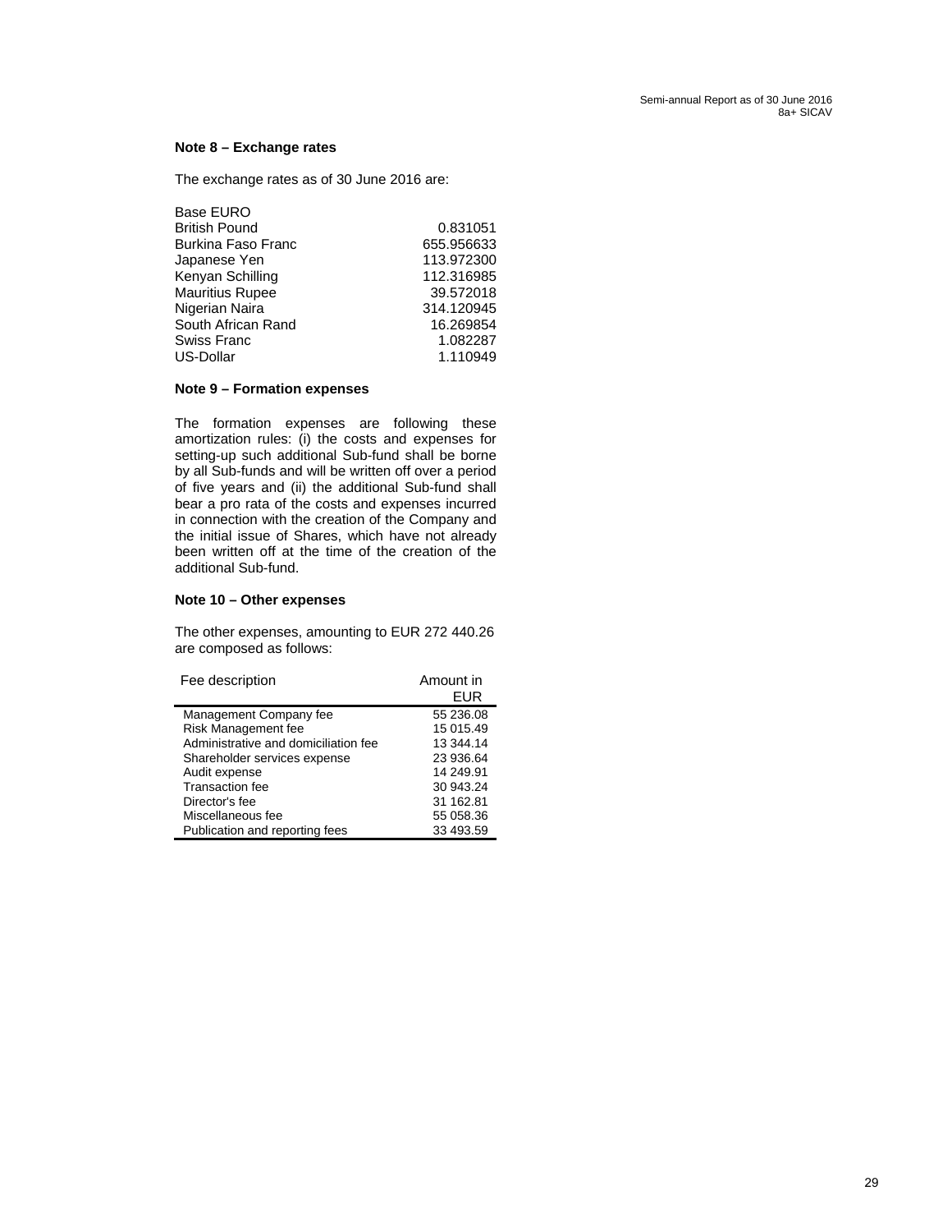### Note 8 – Exchange rates

The exchange rates as of 30 June 2016 are:

| | |
|---|---|
| Base EURO | |
| British Pound | 0.831051 |
| Burkina Faso Franc | 655.956633 |
| Japanese Yen | 113.972300 |
| Kenyan Schilling | 112.316985 |
| Mauritius Rupee | 39.572018 |
| Nigerian Naira | 314.120945 |
| South African Rand | 16.269854 |
| Swiss Franc | 1.082287 |
| US-Dollar | 1.110949 |

### Note 9 – Formation expenses

The formation expenses are following these amortization rules: (i) the costs and expenses for setting-up such additional Sub-fund shall be borne by all Sub-funds and will be written off over a period of five years and (ii) the additional Sub-fund shall bear a pro rata of the costs and expenses incurred in connection with the creation of the Company and the initial issue of Shares, which have not already been written off at the time of the creation of the additional Sub-fund.

### Note 10 – Other expenses

The other expenses, amounting to EUR 272 440.26 are composed as follows:

| Fee description | Amount in EUR |
|---|---|
| Management Company fee | 55 236.08 |
| Risk Management fee | 15 015.49 |
| Administrative and domiciliation fee | 13 344.14 |
| Shareholder services expense | 23 936.64 |
| Audit expense | 14 249.91 |
| Transaction fee | 30 943.24 |
| Director's fee | 31 162.81 |
| Miscellaneous fee | 55 058.36 |
| Publication and reporting fees | 33 493.59 |